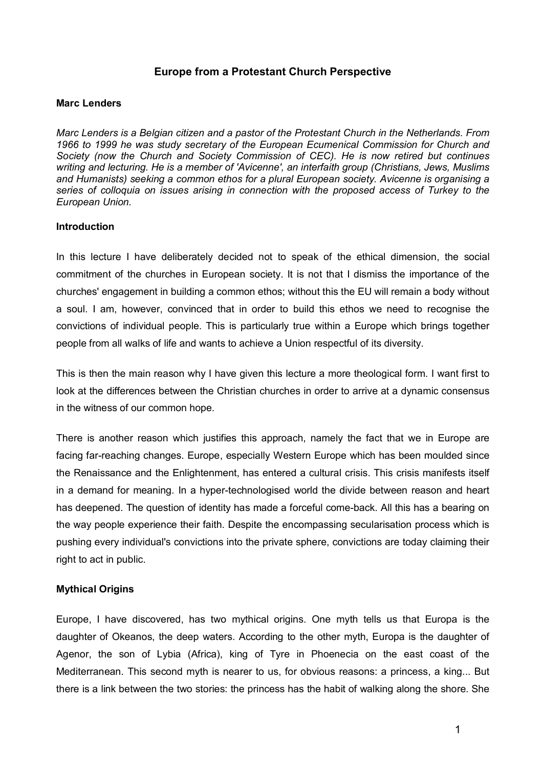# Europe from a Protestant Church Perspective

**Marc Lenders**

*Marc Lenders is a Belgian citizen and a pastor of the Protestant Church in the Netherlands. From 1966 to 1999 he was study secretary of the European Ecumenical Commission for Church and Society (now the Church and Society Commission of CEC). He is now retired but continues writing and lecturing. He is a member of 'Avicenne', an interfaith group (Christians, Jews, Muslims and Humanists) seeking a common ethos for a plural European society. Avicenne is organising a series of colloquia on issues arising in connection with the proposed access of Turkey to the European Union.*

## Introduction

In this lecture I have deliberately decided not to speak of the ethical dimension, the social commitment of the churches in European society. It is not that I dismiss the importance of the churches' engagement in building a common ethos; without this the EU will remain a body without a soul. I am, however, convinced that in order to build this ethos we need to recognise the convictions of individual people. This is particularly true within a Europe which brings together people from all walks of life and wants to achieve a Union respectful of its diversity.

This is then the main reason why I have given this lecture a more theological form. I want first to look at the differences between the Christian churches in order to arrive at a dynamic consensus in the witness of our common hope.

There is another reason which justifies this approach, namely the fact that we in Europe are facing far-reaching changes. Europe, especially Western Europe which has been moulded since the Renaissance and the Enlightenment, has entered a cultural crisis. This crisis manifests itself in a demand for meaning. In a hyper-technologised world the divide between reason and heart has deepened. The question of identity has made a forceful come-back. All this has a bearing on the way people experience their faith. Despite the encompassing secularisation process which is pushing every individual's convictions into the private sphere, convictions are today claiming their right to act in public.

## Mythical Origins

Europe, I have discovered, has two mythical origins. One myth tells us that Europa is the daughter of Okeanos, the deep waters. According to the other myth, Europa is the daughter of Agenor, the son of Lybia (Africa), king of Tyre in Phoenecia on the east coast of the Mediterranean. This second myth is nearer to us, for obvious reasons: a princess, a king... But there is a link between the two stories: the princess has the habit of walking along the shore. She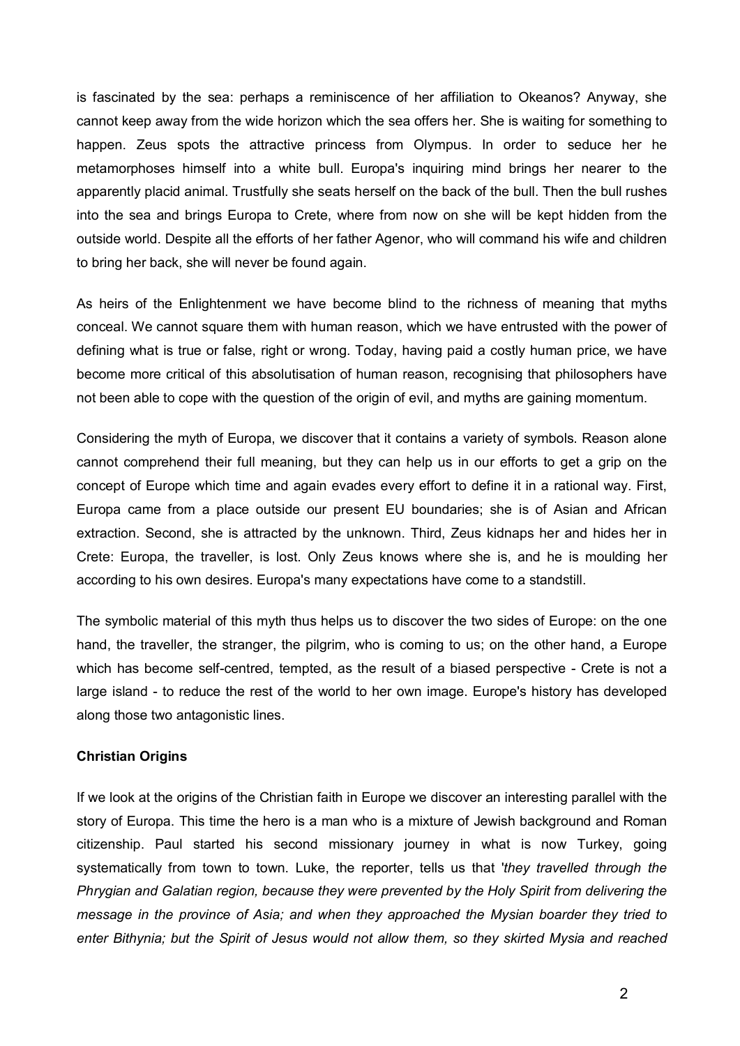is fascinated by the sea: perhaps a reminiscence of her affiliation to Okeanos? Anyway, she cannot keep away from the wide horizon which the sea offers her. She is waiting for something to happen. Zeus spots the attractive princess from Olympus. In order to seduce her he metamorphoses himself into a white bull. Europa's inquiring mind brings her nearer to the apparently placid animal. Trustfully she seats herself on the back of the bull. Then the bull rushes into the sea and brings Europa to Crete, where from now on she will be kept hidden from the outside world. Despite all the efforts of her father Agenor, who will command his wife and children to bring her back, she will never be found again.

As heirs of the Enlightenment we have become blind to the richness of meaning that myths conceal. We cannot square them with human reason, which we have entrusted with the power of defining what is true or false, right or wrong. Today, having paid a costly human price, we have become more critical of this absolutisation of human reason, recognising that philosophers have not been able to cope with the question of the origin of evil, and myths are gaining momentum.

Considering the myth of Europa, we discover that it contains a variety of symbols. Reason alone cannot comprehend their full meaning, but they can help us in our efforts to get a grip on the concept of Europe which time and again evades every effort to define it in a rational way. First, Europa came from a place outside our present EU boundaries; she is of Asian and African extraction. Second, she is attracted by the unknown. Third, Zeus kidnaps her and hides her in Crete: Europa, the traveller, is lost. Only Zeus knows where she is, and he is moulding her according to his own desires. Europa's many expectations have come to a standstill.

The symbolic material of this myth thus helps us to discover the two sides of Europe: on the one hand, the traveller, the stranger, the pilgrim, who is coming to us; on the other hand, a Europe which has become self-centred, tempted, as the result of a biased perspective - Crete is not a large island - to reduce the rest of the world to her own image. Europe's history has developed along those two antagonistic lines.

**Christian Origins**

If we look at the origins of the Christian faith in Europe we discover an interesting parallel with the story of Europa. This time the hero is a man who is a mixture of Jewish background and Roman citizenship. Paul started his second missionary journey in what is now Turkey, going systematically from town to town. Luke, the reporter, tells us that '*they travelled through the Phrygian and Galatian region, because they were prevented by the Holy Spirit from delivering the message in the province of Asia; and when they approached the Mysian boarder they tried to enter Bithynia; but the Spirit of Jesus would not allow them, so they skirted Mysia and reached*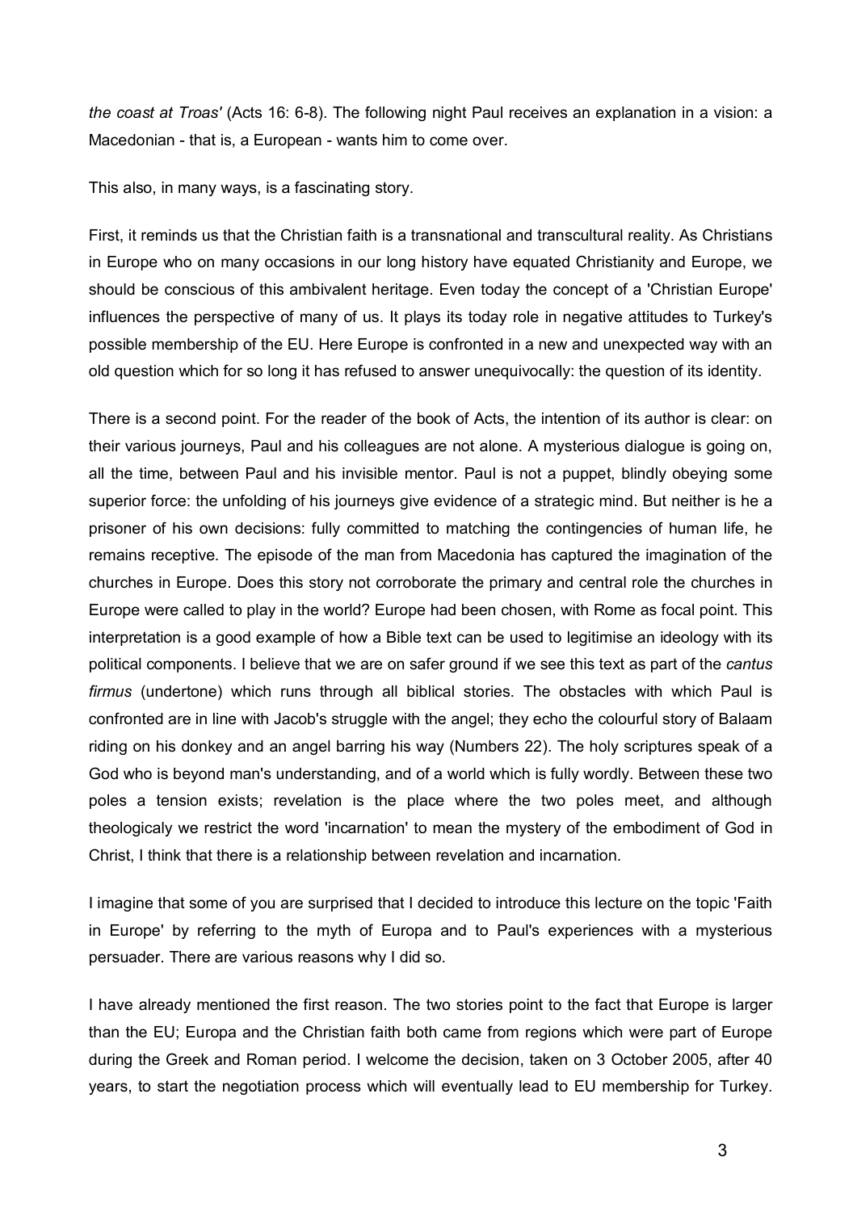*the coast at Troas'* (Acts 16: 6-8). The following night Paul receives an explanation in a vision: a Macedonian - that is, a European - wants him to come over.

This also, in many ways, is a fascinating story.

First, it reminds us that the Christian faith is a transnational and transcultural reality. As Christians in Europe who on many occasions in our long history have equated Christianity and Europe, we should be conscious of this ambivalent heritage. Even today the concept of a 'Christian Europe' influences the perspective of many of us. It plays its today role in negative attitudes to Turkey's possible membership of the EU. Here Europe is confronted in a new and unexpected way with an old question which for so long it has refused to answer unequivocally: the question of its identity.

There is a second point. For the reader of the book of Acts, the intention of its author is clear: on their various journeys, Paul and his colleagues are not alone. A mysterious dialogue is going on, all the time, between Paul and his invisible mentor. Paul is not a puppet, blindly obeying some superior force: the unfolding of his journeys give evidence of a strategic mind. But neither is he a prisoner of his own decisions: fully committed to matching the contingencies of human life, he remains receptive. The episode of the man from Macedonia has captured the imagination of the churches in Europe. Does this story not corroborate the primary and central role the churches in Europe were called to play in the world? Europe had been chosen, with Rome as focal point. This interpretation is a good example of how a Bible text can be used to legitimise an ideology with its political components. I believe that we are on safer ground if we see this text as part of the *cantus firmus* (undertone) which runs through all biblical stories. The obstacles with which Paul is confronted are in line with Jacob's struggle with the angel; they echo the colourful story of Balaam riding on his donkey and an angel barring his way (Numbers 22). The holy scriptures speak of a God who is beyond man's understanding, and of a world which is fully wordly. Between these two poles a tension exists; revelation is the place where the two poles meet, and although theologicaly we restrict the word 'incarnation' to mean the mystery of the embodiment of God in Christ, I think that there is a relationship between revelation and incarnation.

I imagine that some of you are surprised that I decided to introduce this lecture on the topic 'Faith in Europe' by referring to the myth of Europa and to Paul's experiences with a mysterious persuader. There are various reasons why I did so.

I have already mentioned the first reason. The two stories point to the fact that Europe is larger than the EU; Europa and the Christian faith both came from regions which were part of Europe during the Greek and Roman period. I welcome the decision, taken on 3 October 2005, after 40 years, to start the negotiation process which will eventually lead to EU membership for Turkey.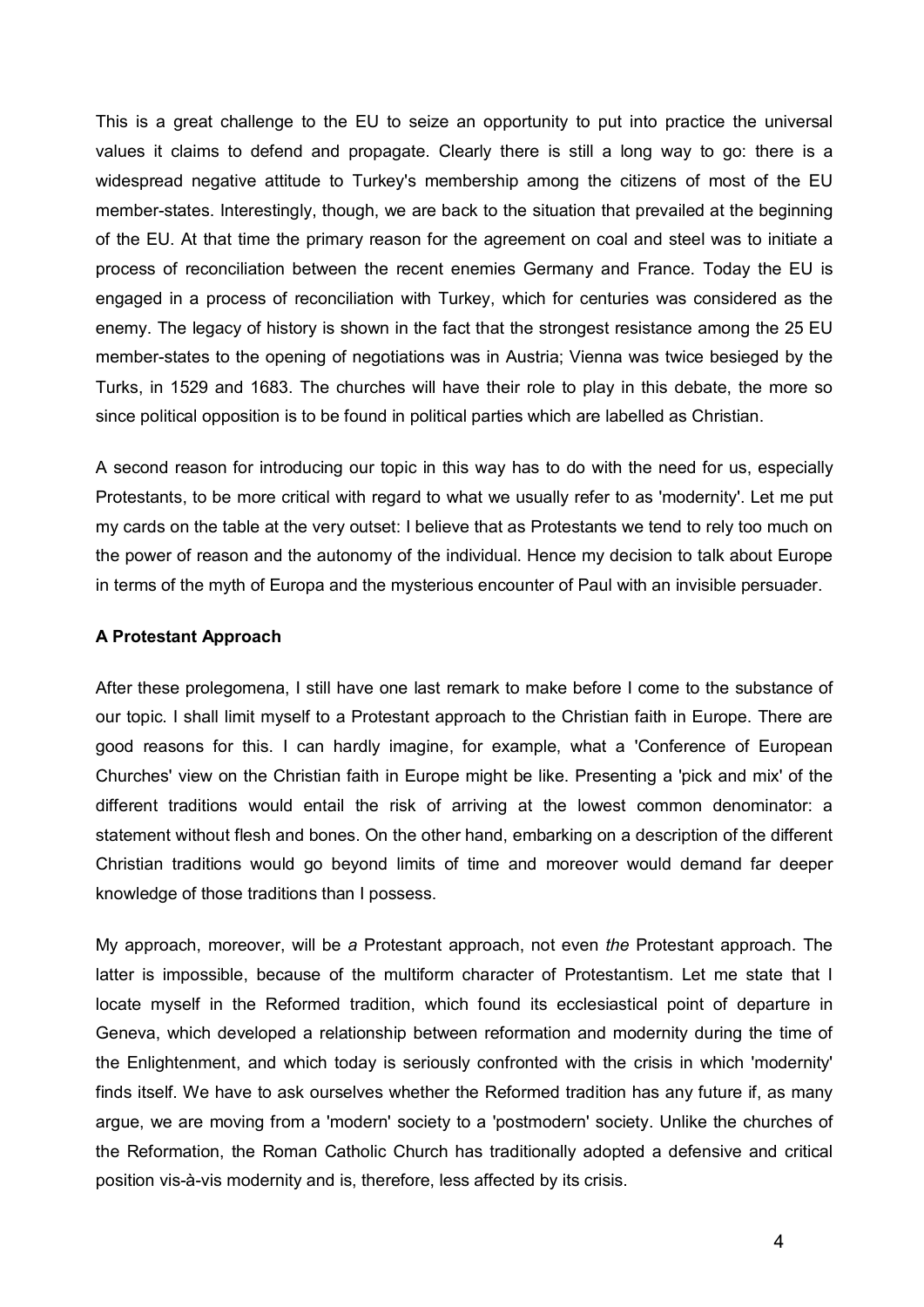This is a great challenge to the EU to seize an opportunity to put into practice the universal values it claims to defend and propagate. Clearly there is still a long way to go: there is a widespread negative attitude to Turkey's membership among the citizens of most of the EU member-states. Interestingly, though, we are back to the situation that prevailed at the beginning of the EU. At that time the primary reason for the agreement on coal and steel was to initiate a process of reconciliation between the recent enemies Germany and France. Today the EU is engaged in a process of reconciliation with Turkey, which for centuries was considered as the enemy. The legacy of history is shown in the fact that the strongest resistance among the 25 EU member-states to the opening of negotiations was in Austria; Vienna was twice besieged by the Turks, in 1529 and 1683. The churches will have their role to play in this debate, the more so since political opposition is to be found in political parties which are labelled as Christian.

A second reason for introducing our topic in this way has to do with the need for us, especially Protestants, to be more critical with regard to what we usually refer to as 'modernity'. Let me put my cards on the table at the very outset: I believe that as Protestants we tend to rely too much on the power of reason and the autonomy of the individual. Hence my decision to talk about Europe in terms of the myth of Europa and the mysterious encounter of Paul with an invisible persuader.

**A Protestant Approach**

After these prolegomena, I still have one last remark to make before I come to the substance of our topic. I shall limit myself to a Protestant approach to the Christian faith in Europe. There are good reasons for this. I can hardly imagine, for example, what a 'Conference of European Churches' view on the Christian faith in Europe might be like. Presenting a 'pick and mix' of the different traditions would entail the risk of arriving at the lowest common denominator: a statement without flesh and bones. On the other hand, embarking on a description of the different Christian traditions would go beyond limits of time and moreover would demand far deeper knowledge of those traditions than I possess.

My approach, moreover, will be *a* Protestant approach, not even *the* Protestant approach. The latter is impossible, because of the multiform character of Protestantism. Let me state that I locate myself in the Reformed tradition, which found its ecclesiastical point of departure in Geneva, which developed a relationship between reformation and modernity during the time of the Enlightenment, and which today is seriously confronted with the crisis in which 'modernity' finds itself. We have to ask ourselves whether the Reformed tradition has any future if, as many argue, we are moving from a 'modern' society to a 'postmodern' society. Unlike the churches of the Reformation, the Roman Catholic Church has traditionally adopted a defensive and critical position vis-à-vis modernity and is, therefore, less affected by its crisis.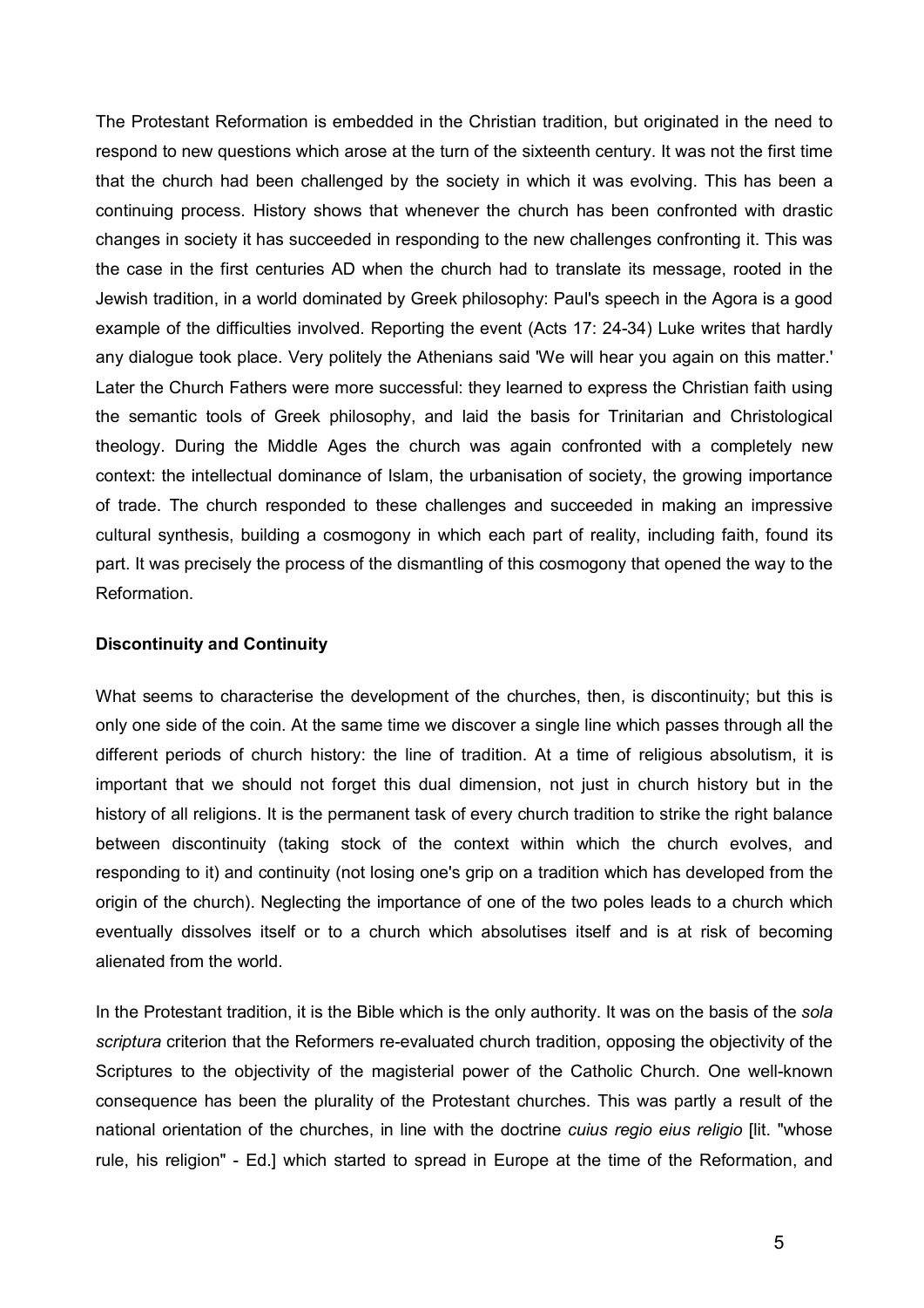The Protestant Reformation is embedded in the Christian tradition, but originated in the need to respond to new questions which arose at the turn of the sixteenth century. It was not the first time that the church had been challenged by the society in which it was evolving. This has been a continuing process. History shows that whenever the church has been confronted with drastic changes in society it has succeeded in responding to the new challenges confronting it. This was the case in the first centuries AD when the church had to translate its message, rooted in the Jewish tradition, in a world dominated by Greek philosophy: Paul's speech in the Agora is a good example of the difficulties involved. Reporting the event (Acts 17: 24-34) Luke writes that hardly any dialogue took place. Very politely the Athenians said 'We will hear you again on this matter.' Later the Church Fathers were more successful: they learned to express the Christian faith using the semantic tools of Greek philosophy, and laid the basis for Trinitarian and Christological theology. During the Middle Ages the church was again confronted with a completely new context: the intellectual dominance of Islam, the urbanisation of society, the growing importance of trade. The church responded to these challenges and succeeded in making an impressive cultural synthesis, building a cosmogony in which each part of reality, including faith, found its part. It was precisely the process of the dismantling of this cosmogony that opened the way to the Reformation.

**Discontinuity and Continuity**

What seems to characterise the development of the churches, then, is discontinuity; but this is only one side of the coin. At the same time we discover a single line which passes through all the different periods of church history: the line of tradition. At a time of religious absolutism, it is important that we should not forget this dual dimension, not just in church history but in the history of all religions. It is the permanent task of every church tradition to strike the right balance between discontinuity (taking stock of the context within which the church evolves, and responding to it) and continuity (not losing one's grip on a tradition which has developed from the origin of the church). Neglecting the importance of one of the two poles leads to a church which eventually dissolves itself or to a church which absolutises itself and is at risk of becoming alienated from the world.

In the Protestant tradition, it is the Bible which is the only authority. It was on the basis of the *sola scriptura* criterion that the Reformers re-evaluated church tradition, opposing the objectivity of the Scriptures to the objectivity of the magisterial power of the Catholic Church. One well-known consequence has been the plurality of the Protestant churches. This was partly a result of the national orientation of the churches, in line with the doctrine *cuius regio eius religio* [lit. "whose rule, his religion" - Ed.] which started to spread in Europe at the time of the Reformation, and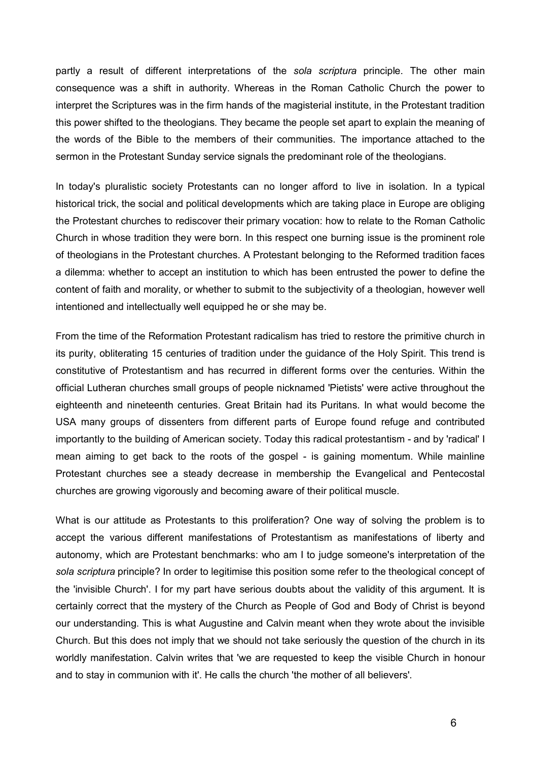partly a result of different interpretations of the *sola scriptura* principle. The other main consequence was a shift in authority. Whereas in the Roman Catholic Church the power to interpret the Scriptures was in the firm hands of the magisterial institute, in the Protestant tradition this power shifted to the theologians. They became the people set apart to explain the meaning of the words of the Bible to the members of their communities. The importance attached to the sermon in the Protestant Sunday service signals the predominant role of the theologians.

In today's pluralistic society Protestants can no longer afford to live in isolation. In a typical historical trick, the social and political developments which are taking place in Europe are obliging the Protestant churches to rediscover their primary vocation: how to relate to the Roman Catholic Church in whose tradition they were born. In this respect one burning issue is the prominent role of theologians in the Protestant churches. A Protestant belonging to the Reformed tradition faces a dilemma: whether to accept an institution to which has been entrusted the power to define the content of faith and morality, or whether to submit to the subjectivity of a theologian, however well intentioned and intellectually well equipped he or she may be.

From the time of the Reformation Protestant radicalism has tried to restore the primitive church in its purity, obliterating 15 centuries of tradition under the guidance of the Holy Spirit. This trend is constitutive of Protestantism and has recurred in different forms over the centuries. Within the official Lutheran churches small groups of people nicknamed 'Pietists' were active throughout the eighteenth and nineteenth centuries. Great Britain had its Puritans. In what would become the USA many groups of dissenters from different parts of Europe found refuge and contributed importantly to the building of American society. Today this radical protestantism - and by 'radical' I mean aiming to get back to the roots of the gospel - is gaining momentum. While mainline Protestant churches see a steady decrease in membership the Evangelical and Pentecostal churches are growing vigorously and becoming aware of their political muscle.

What is our attitude as Protestants to this proliferation? One way of solving the problem is to accept the various different manifestations of Protestantism as manifestations of liberty and autonomy, which are Protestant benchmarks: who am I to judge someone's interpretation of the *sola scriptura* principle? In order to legitimise this position some refer to the theological concept of the 'invisible Church'. I for my part have serious doubts about the validity of this argument. It is certainly correct that the mystery of the Church as People of God and Body of Christ is beyond our understanding. This is what Augustine and Calvin meant when they wrote about the invisible Church. But this does not imply that we should not take seriously the question of the church in its worldly manifestation. Calvin writes that 'we are requested to keep the visible Church in honour and to stay in communion with it'. He calls the church 'the mother of all believers'.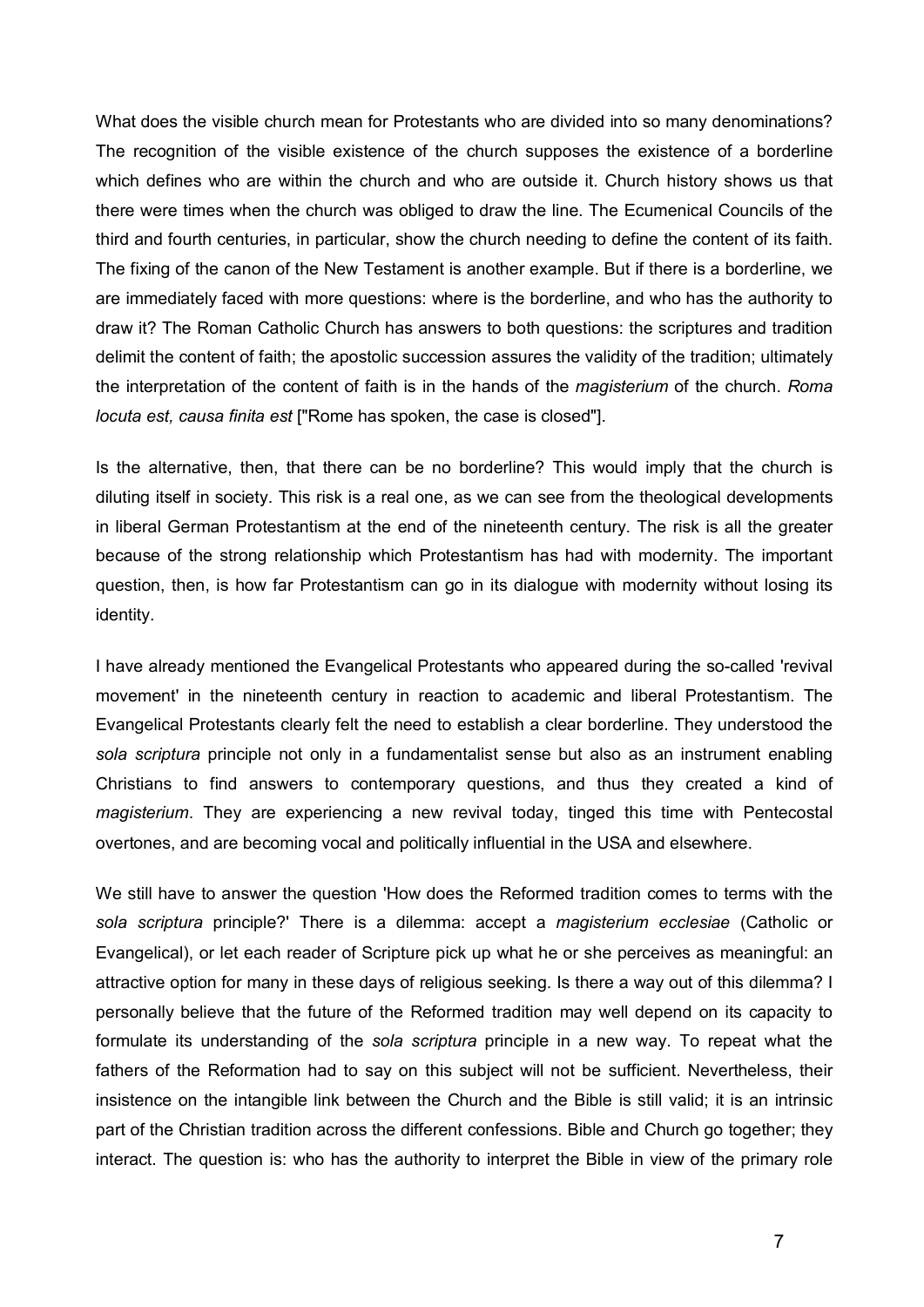What does the visible church mean for Protestants who are divided into so many denominations? The recognition of the visible existence of the church supposes the existence of a borderline which defines who are within the church and who are outside it. Church history shows us that there were times when the church was obliged to draw the line. The Ecumenical Councils of the third and fourth centuries, in particular, show the church needing to define the content of its faith. The fixing of the canon of the New Testament is another example. But if there is a borderline, we are immediately faced with more questions: where is the borderline, and who has the authority to draw it? The Roman Catholic Church has answers to both questions: the scriptures and tradition delimit the content of faith; the apostolic succession assures the validity of the tradition; ultimately the interpretation of the content of faith is in the hands of the *magisterium* of the church. *Roma locuta est, causa finita est* ["Rome has spoken, the case is closed"].

Is the alternative, then, that there can be no borderline? This would imply that the church is diluting itself in society. This risk is a real one, as we can see from the theological developments in liberal German Protestantism at the end of the nineteenth century. The risk is all the greater because of the strong relationship which Protestantism has had with modernity. The important question, then, is how far Protestantism can go in its dialogue with modernity without losing its identity.

I have already mentioned the Evangelical Protestants who appeared during the so-called 'revival movement' in the nineteenth century in reaction to academic and liberal Protestantism. The Evangelical Protestants clearly felt the need to establish a clear borderline. They understood the *sola scriptura* principle not only in a fundamentalist sense but also as an instrument enabling Christians to find answers to contemporary questions, and thus they created a kind of *magisterium*. They are experiencing a new revival today, tinged this time with Pentecostal overtones, and are becoming vocal and politically influential in the USA and elsewhere.

We still have to answer the question 'How does the Reformed tradition comes to terms with the *sola scriptura* principle?' There is a dilemma: accept a *magisterium ecclesiae* (Catholic or Evangelical), or let each reader of Scripture pick up what he or she perceives as meaningful: an attractive option for many in these days of religious seeking. Is there a way out of this dilemma? I personally believe that the future of the Reformed tradition may well depend on its capacity to formulate its understanding of the *sola scriptura* principle in a new way. To repeat what the fathers of the Reformation had to say on this subject will not be sufficient. Nevertheless, their insistence on the intangible link between the Church and the Bible is still valid; it is an intrinsic part of the Christian tradition across the different confessions. Bible and Church go together; they interact. The question is: who has the authority to interpret the Bible in view of the primary role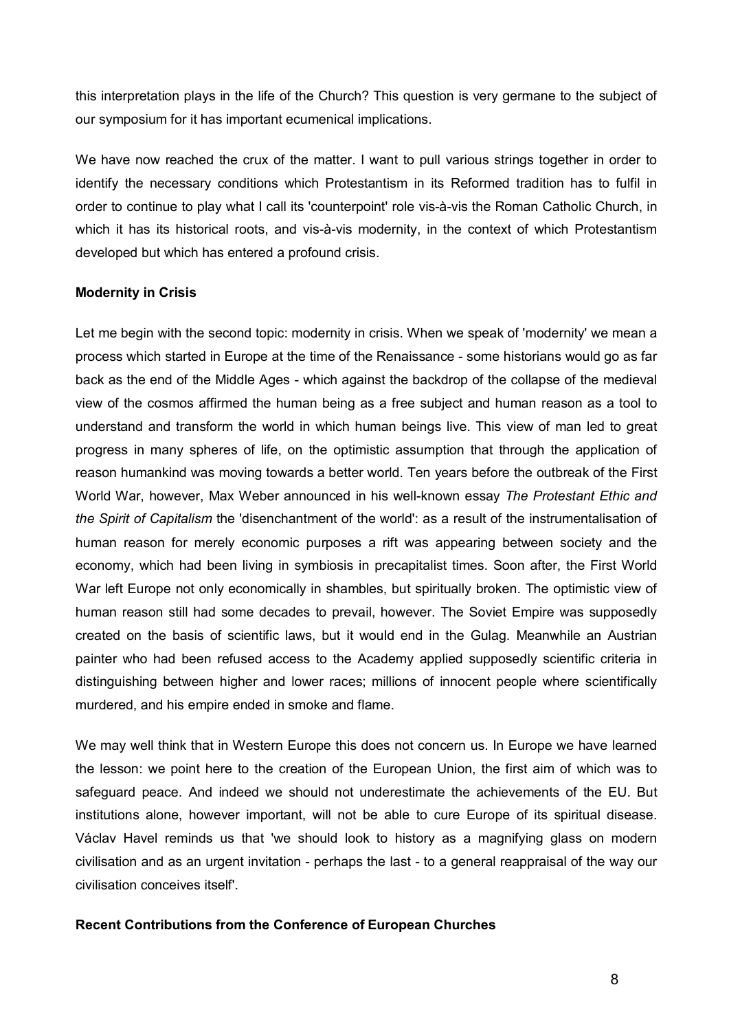this interpretation plays in the life of the Church? This question is very germane to the subject of our symposium for it has important ecumenical implications.

We have now reached the crux of the matter. I want to pull various strings together in order to identify the necessary conditions which Protestantism in its Reformed tradition has to fulfil in order to continue to play what I call its 'counterpoint' role vis-à-vis the Roman Catholic Church, in which it has its historical roots, and vis-à-vis modernity, in the context of which Protestantism developed but which has entered a profound crisis.

**Modernity in Crisis**

Let me begin with the second topic: modernity in crisis. When we speak of 'modernity' we mean a process which started in Europe at the time of the Renaissance - some historians would go as far back as the end of the Middle Ages - which against the backdrop of the collapse of the medieval view of the cosmos affirmed the human being as a free subject and human reason as a tool to understand and transform the world in which human beings live. This view of man led to great progress in many spheres of life, on the optimistic assumption that through the application of reason humankind was moving towards a better world. Ten years before the outbreak of the First World War, however, Max Weber announced in his well-known essay *The Protestant Ethic and the Spirit of Capitalism* the 'disenchantment of the world': as a result of the instrumentalisation of human reason for merely economic purposes a rift was appearing between society and the economy, which had been living in symbiosis in precapitalist times. Soon after, the First World War left Europe not only economically in shambles, but spiritually broken. The optimistic view of human reason still had some decades to prevail, however. The Soviet Empire was supposedly created on the basis of scientific laws, but it would end in the Gulag. Meanwhile an Austrian painter who had been refused access to the Academy applied supposedly scientific criteria in distinguishing between higher and lower races; millions of innocent people where scientifically murdered, and his empire ended in smoke and flame.

We may well think that in Western Europe this does not concern us. In Europe we have learned the lesson: we point here to the creation of the European Union, the first aim of which was to safeguard peace. And indeed we should not underestimate the achievements of the EU. But institutions alone, however important, will not be able to cure Europe of its spiritual disease. Václav Havel reminds us that 'we should look to history as a magnifying glass on modern civilisation and as an urgent invitation - perhaps the last - to a general reappraisal of the way our civilisation conceives itself'.

**Recent Contributions from the Conference of European Churches**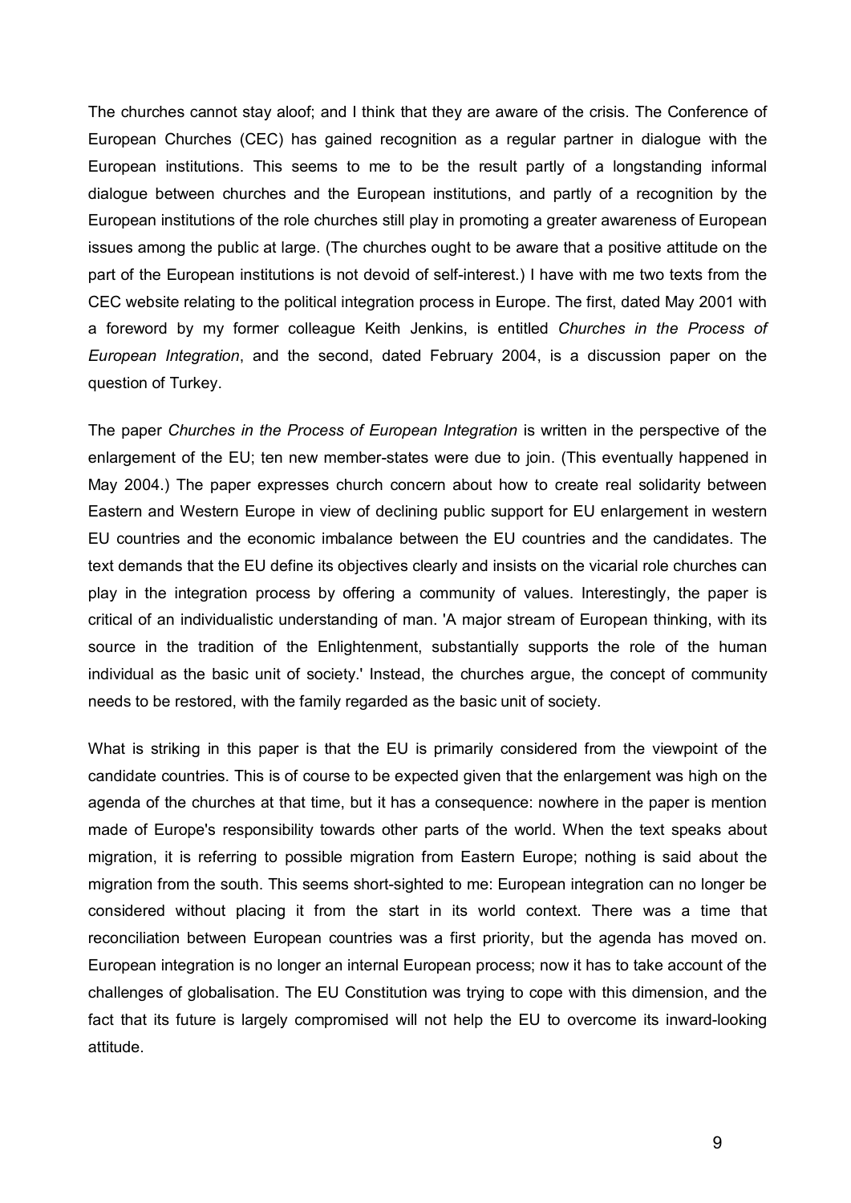The churches cannot stay aloof; and I think that they are aware of the crisis. The Conference of European Churches (CEC) has gained recognition as a regular partner in dialogue with the European institutions. This seems to me to be the result partly of a longstanding informal dialogue between churches and the European institutions, and partly of a recognition by the European institutions of the role churches still play in promoting a greater awareness of European issues among the public at large. (The churches ought to be aware that a positive attitude on the part of the European institutions is not devoid of self-interest.) I have with me two texts from the CEC website relating to the political integration process in Europe. The first, dated May 2001 with a foreword by my former colleague Keith Jenkins, is entitled *Churches in the Process of European Integration*, and the second, dated February 2004, is a discussion paper on the question of Turkey.

The paper *Churches in the Process of European Integration* is written in the perspective of the enlargement of the EU; ten new member-states were due to join. (This eventually happened in May 2004.) The paper expresses church concern about how to create real solidarity between Eastern and Western Europe in view of declining public support for EU enlargement in western EU countries and the economic imbalance between the EU countries and the candidates. The text demands that the EU define its objectives clearly and insists on the vicarial role churches can play in the integration process by offering a community of values. Interestingly, the paper is critical of an individualistic understanding of man. 'A major stream of European thinking, with its source in the tradition of the Enlightenment, substantially supports the role of the human individual as the basic unit of society.' Instead, the churches argue, the concept of community needs to be restored, with the family regarded as the basic unit of society.

What is striking in this paper is that the EU is primarily considered from the viewpoint of the candidate countries. This is of course to be expected given that the enlargement was high on the agenda of the churches at that time, but it has a consequence: nowhere in the paper is mention made of Europe's responsibility towards other parts of the world. When the text speaks about migration, it is referring to possible migration from Eastern Europe; nothing is said about the migration from the south. This seems short-sighted to me: European integration can no longer be considered without placing it from the start in its world context. There was a time that reconciliation between European countries was a first priority, but the agenda has moved on. European integration is no longer an internal European process; now it has to take account of the challenges of globalisation. The EU Constitution was trying to cope with this dimension, and the fact that its future is largely compromised will not help the EU to overcome its inward-looking attitude.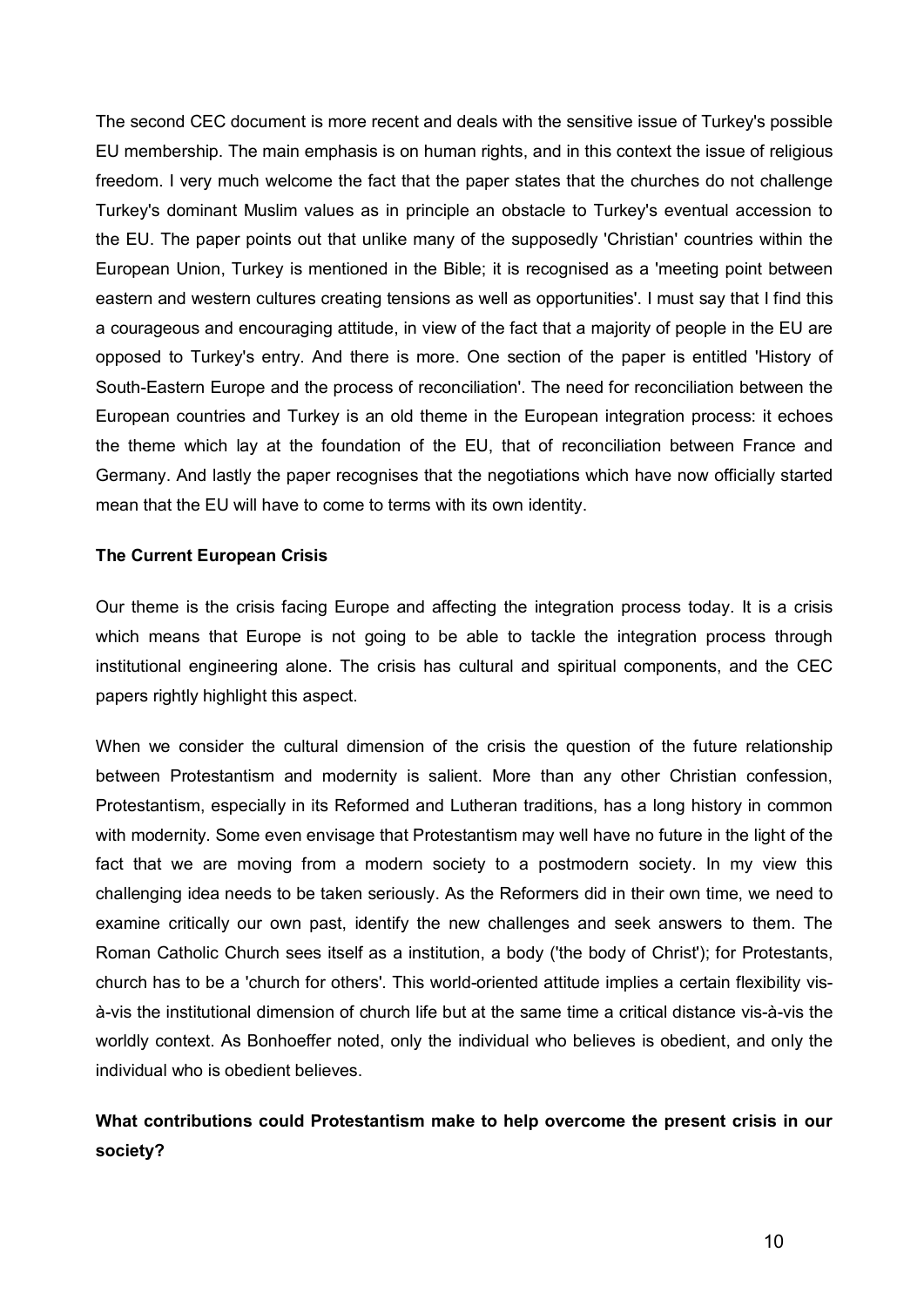The second CEC document is more recent and deals with the sensitive issue of Turkey's possible EU membership. The main emphasis is on human rights, and in this context the issue of religious freedom. I very much welcome the fact that the paper states that the churches do not challenge Turkey's dominant Muslim values as in principle an obstacle to Turkey's eventual accession to the EU. The paper points out that unlike many of the supposedly 'Christian' countries within the European Union, Turkey is mentioned in the Bible; it is recognised as a 'meeting point between eastern and western cultures creating tensions as well as opportunities'. I must say that I find this a courageous and encouraging attitude, in view of the fact that a majority of people in the EU are opposed to Turkey's entry. And there is more. One section of the paper is entitled 'History of South-Eastern Europe and the process of reconciliation'. The need for reconciliation between the European countries and Turkey is an old theme in the European integration process: it echoes the theme which lay at the foundation of the EU, that of reconciliation between France and Germany. And lastly the paper recognises that the negotiations which have now officially started mean that the EU will have to come to terms with its own identity.

**The Current European Crisis**

Our theme is the crisis facing Europe and affecting the integration process today. It is a crisis which means that Europe is not going to be able to tackle the integration process through institutional engineering alone. The crisis has cultural and spiritual components, and the CEC papers rightly highlight this aspect.

When we consider the cultural dimension of the crisis the question of the future relationship between Protestantism and modernity is salient. More than any other Christian confession, Protestantism, especially in its Reformed and Lutheran traditions, has a long history in common with modernity. Some even envisage that Protestantism may well have no future in the light of the fact that we are moving from a modern society to a postmodern society. In my view this challenging idea needs to be taken seriously. As the Reformers did in their own time, we need to examine critically our own past, identify the new challenges and seek answers to them. The Roman Catholic Church sees itself as a institution, a body ('the body of Christ'); for Protestants, church has to be a 'church for others'. This world-oriented attitude implies a certain flexibility vis-à-vis the institutional dimension of church life but at the same time a critical distance vis-à-vis the worldly context. As Bonhoeffer noted, only the individual who believes is obedient, and only the individual who is obedient believes.

**What contributions could Protestantism make to help overcome the present crisis in our society?**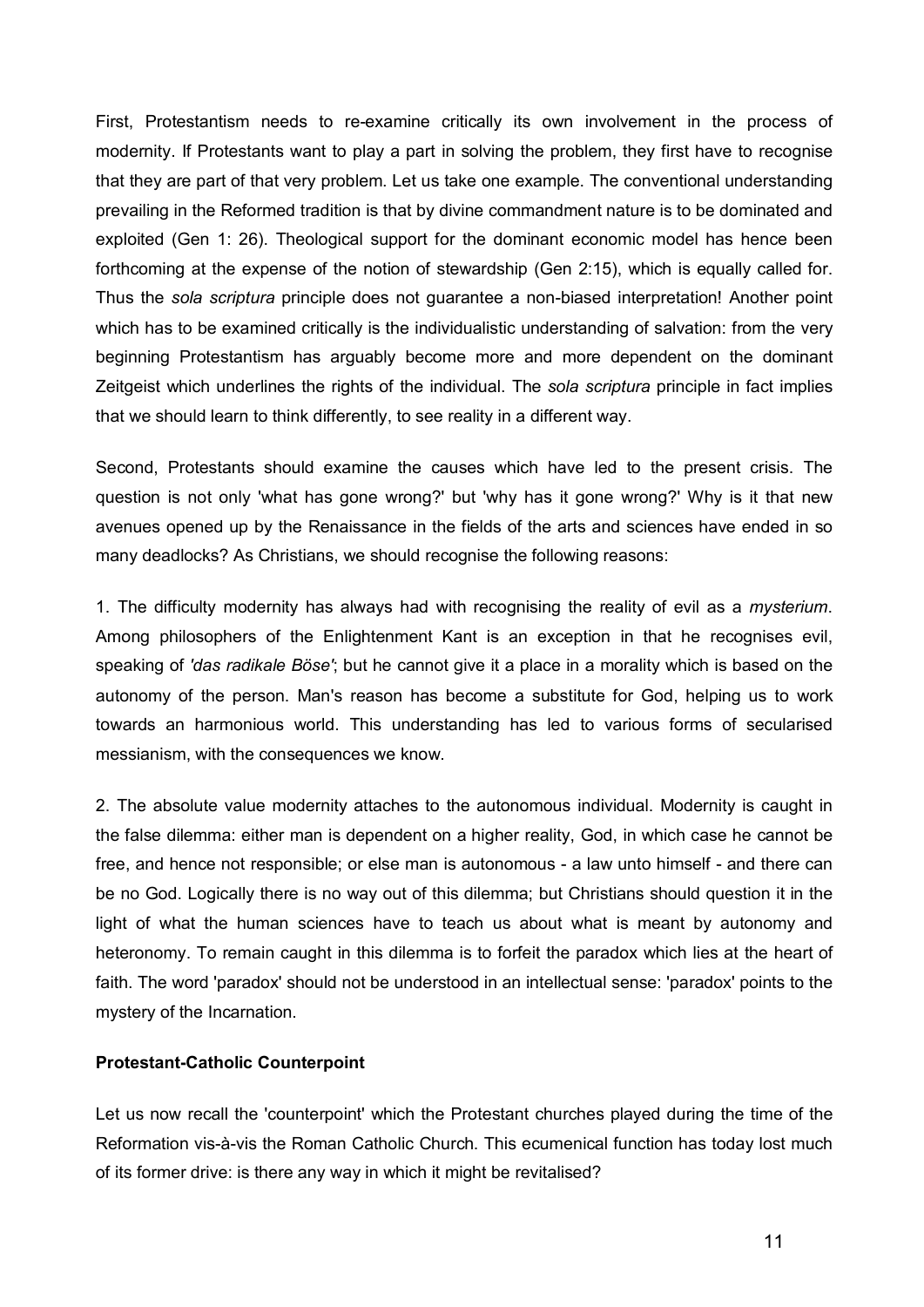First, Protestantism needs to re-examine critically its own involvement in the process of modernity. If Protestants want to play a part in solving the problem, they first have to recognise that they are part of that very problem. Let us take one example. The conventional understanding prevailing in the Reformed tradition is that by divine commandment nature is to be dominated and exploited (Gen 1: 26). Theological support for the dominant economic model has hence been forthcoming at the expense of the notion of stewardship (Gen 2:15), which is equally called for. Thus the *sola scriptura* principle does not guarantee a non-biased interpretation! Another point which has to be examined critically is the individualistic understanding of salvation: from the very beginning Protestantism has arguably become more and more dependent on the dominant Zeitgeist which underlines the rights of the individual. The *sola scriptura* principle in fact implies that we should learn to think differently, to see reality in a different way.

Second, Protestants should examine the causes which have led to the present crisis. The question is not only 'what has gone wrong?' but 'why has it gone wrong?' Why is it that new avenues opened up by the Renaissance in the fields of the arts and sciences have ended in so many deadlocks? As Christians, we should recognise the following reasons:

1. The difficulty modernity has always had with recognising the reality of evil as a *mysterium*. Among philosophers of the Enlightenment Kant is an exception in that he recognises evil, speaking of *'das radikale Böse'*; but he cannot give it a place in a morality which is based on the autonomy of the person. Man's reason has become a substitute for God, helping us to work towards an harmonious world. This understanding has led to various forms of secularised messianism, with the consequences we know.

2. The absolute value modernity attaches to the autonomous individual. Modernity is caught in the false dilemma: either man is dependent on a higher reality, God, in which case he cannot be free, and hence not responsible; or else man is autonomous - a law unto himself - and there can be no God. Logically there is no way out of this dilemma; but Christians should question it in the light of what the human sciences have to teach us about what is meant by autonomy and heteronomy. To remain caught in this dilemma is to forfeit the paradox which lies at the heart of faith. The word 'paradox' should not be understood in an intellectual sense: 'paradox' points to the mystery of the Incarnation.

### Protestant-Catholic Counterpoint

Let us now recall the 'counterpoint' which the Protestant churches played during the time of the Reformation vis-à-vis the Roman Catholic Church. This ecumenical function has today lost much of its former drive: is there any way in which it might be revitalised?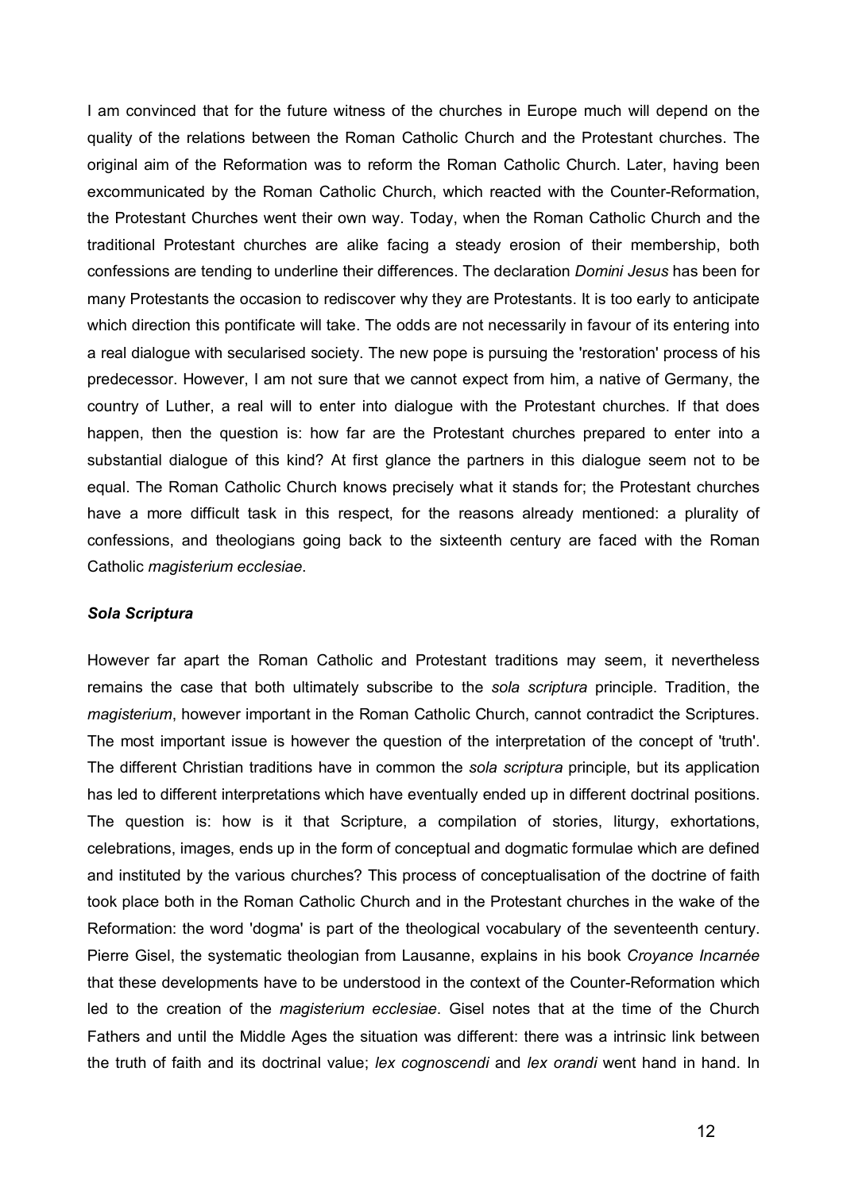I am convinced that for the future witness of the churches in Europe much will depend on the quality of the relations between the Roman Catholic Church and the Protestant churches. The original aim of the Reformation was to reform the Roman Catholic Church. Later, having been excommunicated by the Roman Catholic Church, which reacted with the Counter-Reformation, the Protestant Churches went their own way. Today, when the Roman Catholic Church and the traditional Protestant churches are alike facing a steady erosion of their membership, both confessions are tending to underline their differences. The declaration *Domini Jesus* has been for many Protestants the occasion to rediscover why they are Protestants. It is too early to anticipate which direction this pontificate will take. The odds are not necessarily in favour of its entering into a real dialogue with secularised society. The new pope is pursuing the 'restoration' process of his predecessor. However, I am not sure that we cannot expect from him, a native of Germany, the country of Luther, a real will to enter into dialogue with the Protestant churches. If that does happen, then the question is: how far are the Protestant churches prepared to enter into a substantial dialogue of this kind? At first glance the partners in this dialogue seem not to be equal. The Roman Catholic Church knows precisely what it stands for; the Protestant churches have a more difficult task in this respect, for the reasons already mentioned: a plurality of confessions, and theologians going back to the sixteenth century are faced with the Roman Catholic *magisterium ecclesiae*.

### *Sola Scriptura*

However far apart the Roman Catholic and Protestant traditions may seem, it nevertheless remains the case that both ultimately subscribe to the *sola scriptura* principle. Tradition, the *magisterium*, however important in the Roman Catholic Church, cannot contradict the Scriptures. The most important issue is however the question of the interpretation of the concept of 'truth'. The different Christian traditions have in common the *sola scriptura* principle, but its application has led to different interpretations which have eventually ended up in different doctrinal positions. The question is: how is it that Scripture, a compilation of stories, liturgy, exhortations, celebrations, images, ends up in the form of conceptual and dogmatic formulae which are defined and instituted by the various churches? This process of conceptualisation of the doctrine of faith took place both in the Roman Catholic Church and in the Protestant churches in the wake of the Reformation: the word 'dogma' is part of the theological vocabulary of the seventeenth century. Pierre Gisel, the systematic theologian from Lausanne, explains in his book *Croyance Incarnée* that these developments have to be understood in the context of the Counter-Reformation which led to the creation of the *magisterium ecclesiae*. Gisel notes that at the time of the Church Fathers and until the Middle Ages the situation was different: there was a intrinsic link between the truth of faith and its doctrinal value; *lex cognoscendi* and *lex orandi* went hand in hand. In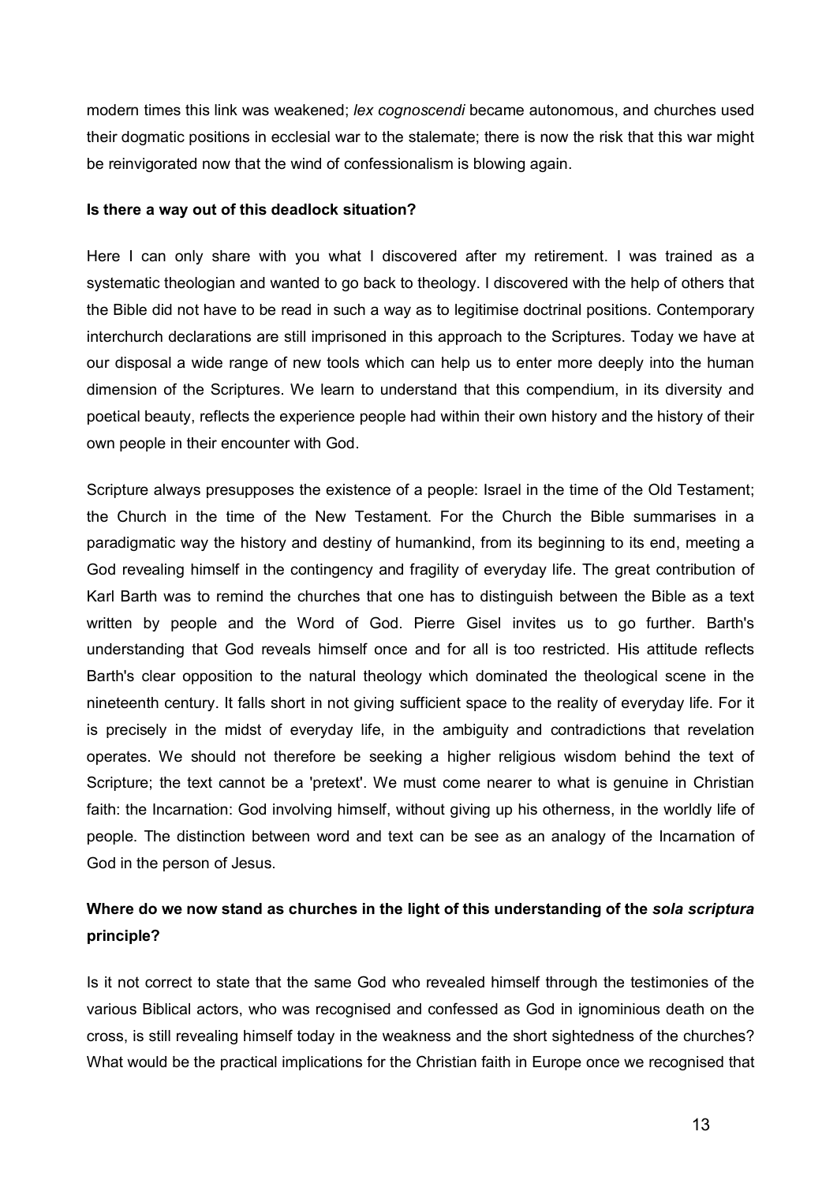modern times this link was weakened; *lex cognoscendi* became autonomous, and churches used their dogmatic positions in ecclesial war to the stalemate; there is now the risk that this war might be reinvigorated now that the wind of confessionalism is blowing again.

**Is there a way out of this deadlock situation?**

Here I can only share with you what I discovered after my retirement. I was trained as a systematic theologian and wanted to go back to theology. I discovered with the help of others that the Bible did not have to be read in such a way as to legitimise doctrinal positions. Contemporary interchurch declarations are still imprisoned in this approach to the Scriptures. Today we have at our disposal a wide range of new tools which can help us to enter more deeply into the human dimension of the Scriptures. We learn to understand that this compendium, in its diversity and poetical beauty, reflects the experience people had within their own history and the history of their own people in their encounter with God.

Scripture always presupposes the existence of a people: Israel in the time of the Old Testament; the Church in the time of the New Testament. For the Church the Bible summarises in a paradigmatic way the history and destiny of humankind, from its beginning to its end, meeting a God revealing himself in the contingency and fragility of everyday life. The great contribution of Karl Barth was to remind the churches that one has to distinguish between the Bible as a text written by people and the Word of God. Pierre Gisel invites us to go further. Barth's understanding that God reveals himself once and for all is too restricted. His attitude reflects Barth's clear opposition to the natural theology which dominated the theological scene in the nineteenth century. It falls short in not giving sufficient space to the reality of everyday life. For it is precisely in the midst of everyday life, in the ambiguity and contradictions that revelation operates. We should not therefore be seeking a higher religious wisdom behind the text of Scripture; the text cannot be a 'pretext'. We must come nearer to what is genuine in Christian faith: the Incarnation: God involving himself, without giving up his otherness, in the worldly life of people. The distinction between word and text can be see as an analogy of the Incarnation of God in the person of Jesus.

**Where do we now stand as churches in the light of this understanding of the *sola scriptura* principle?**

Is it not correct to state that the same God who revealed himself through the testimonies of the various Biblical actors, who was recognised and confessed as God in ignominious death on the cross, is still revealing himself today in the weakness and the short sightedness of the churches? What would be the practical implications for the Christian faith in Europe once we recognised that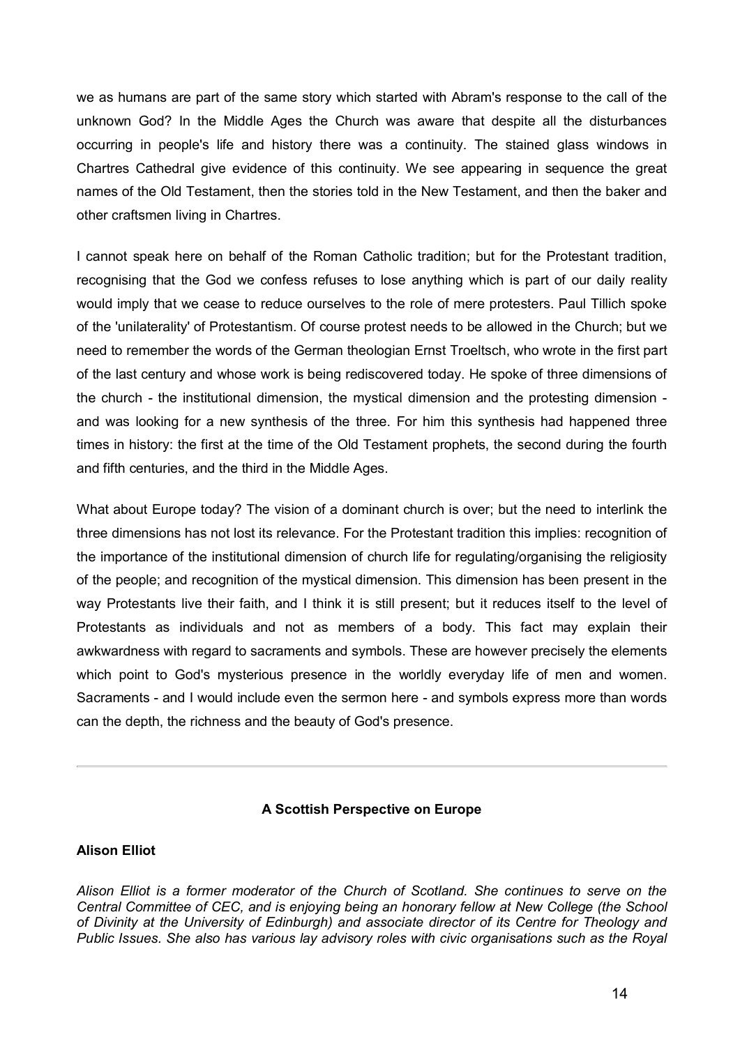we as humans are part of the same story which started with Abram's response to the call of the unknown God? In the Middle Ages the Church was aware that despite all the disturbances occurring in people's life and history there was a continuity. The stained glass windows in Chartres Cathedral give evidence of this continuity. We see appearing in sequence the great names of the Old Testament, then the stories told in the New Testament, and then the baker and other craftsmen living in Chartres.

I cannot speak here on behalf of the Roman Catholic tradition; but for the Protestant tradition, recognising that the God we confess refuses to lose anything which is part of our daily reality would imply that we cease to reduce ourselves to the role of mere protesters. Paul Tillich spoke of the 'unilaterality' of Protestantism. Of course protest needs to be allowed in the Church; but we need to remember the words of the German theologian Ernst Troeltsch, who wrote in the first part of the last century and whose work is being rediscovered today. He spoke of three dimensions of the church - the institutional dimension, the mystical dimension and the protesting dimension - and was looking for a new synthesis of the three. For him this synthesis had happened three times in history: the first at the time of the Old Testament prophets, the second during the fourth and fifth centuries, and the third in the Middle Ages.

What about Europe today? The vision of a dominant church is over; but the need to interlink the three dimensions has not lost its relevance. For the Protestant tradition this implies: recognition of the importance of the institutional dimension of church life for regulating/organising the religiosity of the people; and recognition of the mystical dimension. This dimension has been present in the way Protestants live their faith, and I think it is still present; but it reduces itself to the level of Protestants as individuals and not as members of a body. This fact may explain their awkwardness with regard to sacraments and symbols. These are however precisely the elements which point to God's mysterious presence in the worldly everyday life of men and women. Sacraments - and I would include even the sermon here - and symbols express more than words can the depth, the richness and the beauty of God's presence.

---

## A Scottish Perspective on Europe

**Alison Elliot**

*Alison Elliot is a former moderator of the Church of Scotland. She continues to serve on the Central Committee of CEC, and is enjoying being an honorary fellow at New College (the School of Divinity at the University of Edinburgh) and associate director of its Centre for Theology and Public Issues. She also has various lay advisory roles with civic organisations such as the Royal*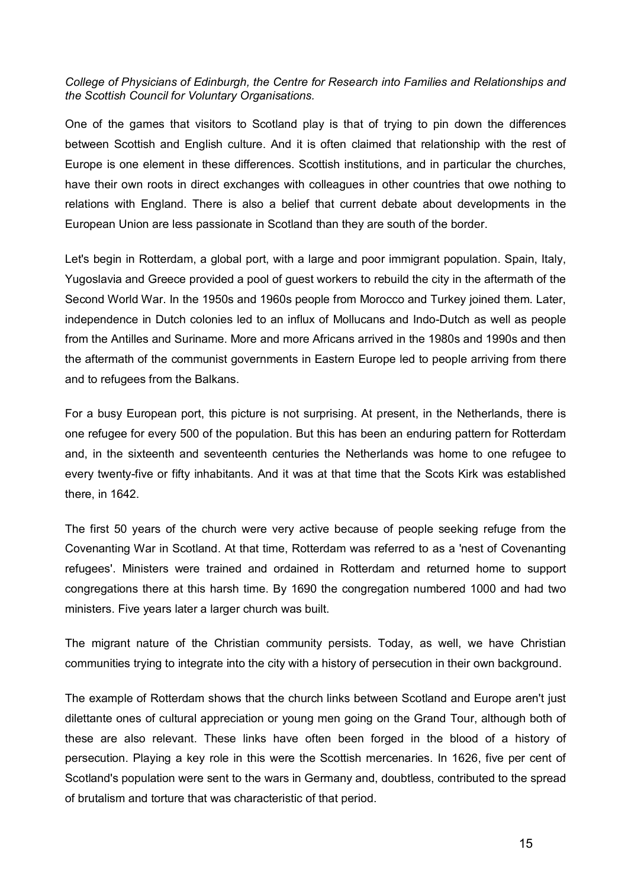*College of Physicians of Edinburgh, the Centre for Research into Families and Relationships and the Scottish Council for Voluntary Organisations.*

One of the games that visitors to Scotland play is that of trying to pin down the differences between Scottish and English culture. And it is often claimed that relationship with the rest of Europe is one element in these differences. Scottish institutions, and in particular the churches, have their own roots in direct exchanges with colleagues in other countries that owe nothing to relations with England. There is also a belief that current debate about developments in the European Union are less passionate in Scotland than they are south of the border.

Let's begin in Rotterdam, a global port, with a large and poor immigrant population. Spain, Italy, Yugoslavia and Greece provided a pool of guest workers to rebuild the city in the aftermath of the Second World War. In the 1950s and 1960s people from Morocco and Turkey joined them. Later, independence in Dutch colonies led to an influx of Mollucans and Indo-Dutch as well as people from the Antilles and Suriname. More and more Africans arrived in the 1980s and 1990s and then the aftermath of the communist governments in Eastern Europe led to people arriving from there and to refugees from the Balkans.

For a busy European port, this picture is not surprising. At present, in the Netherlands, there is one refugee for every 500 of the population. But this has been an enduring pattern for Rotterdam and, in the sixteenth and seventeenth centuries the Netherlands was home to one refugee to every twenty-five or fifty inhabitants. And it was at that time that the Scots Kirk was established there, in 1642.

The first 50 years of the church were very active because of people seeking refuge from the Covenanting War in Scotland. At that time, Rotterdam was referred to as a 'nest of Covenanting refugees'. Ministers were trained and ordained in Rotterdam and returned home to support congregations there at this harsh time. By 1690 the congregation numbered 1000 and had two ministers. Five years later a larger church was built.

The migrant nature of the Christian community persists. Today, as well, we have Christian communities trying to integrate into the city with a history of persecution in their own background.

The example of Rotterdam shows that the church links between Scotland and Europe aren't just dilettante ones of cultural appreciation or young men going on the Grand Tour, although both of these are also relevant. These links have often been forged in the blood of a history of persecution. Playing a key role in this were the Scottish mercenaries. In 1626, five per cent of Scotland's population were sent to the wars in Germany and, doubtless, contributed to the spread of brutalism and torture that was characteristic of that period.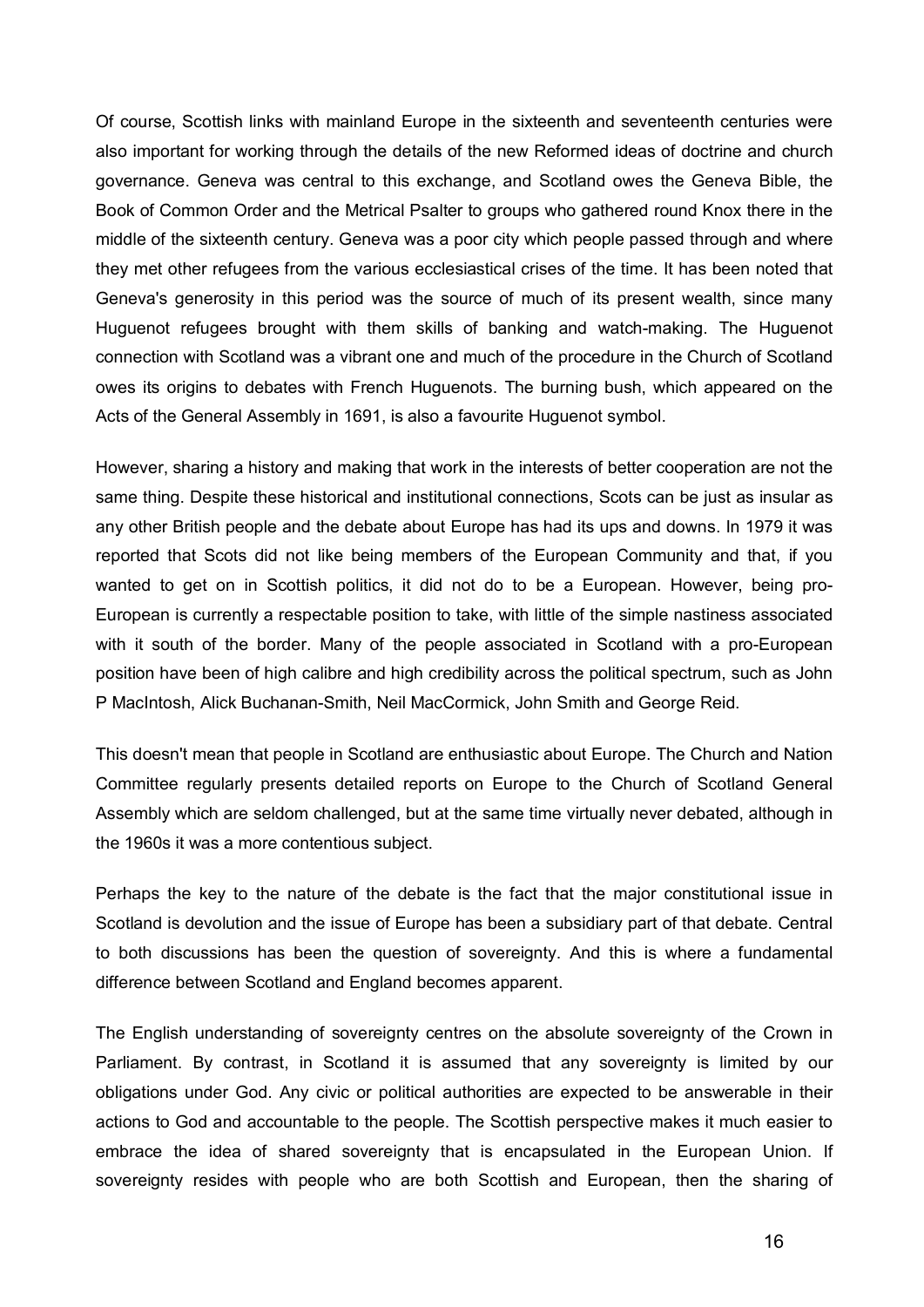Of course, Scottish links with mainland Europe in the sixteenth and seventeenth centuries were also important for working through the details of the new Reformed ideas of doctrine and church governance. Geneva was central to this exchange, and Scotland owes the Geneva Bible, the Book of Common Order and the Metrical Psalter to groups who gathered round Knox there in the middle of the sixteenth century. Geneva was a poor city which people passed through and where they met other refugees from the various ecclesiastical crises of the time. It has been noted that Geneva's generosity in this period was the source of much of its present wealth, since many Huguenot refugees brought with them skills of banking and watch-making. The Huguenot connection with Scotland was a vibrant one and much of the procedure in the Church of Scotland owes its origins to debates with French Huguenots. The burning bush, which appeared on the Acts of the General Assembly in 1691, is also a favourite Huguenot symbol.

However, sharing a history and making that work in the interests of better cooperation are not the same thing. Despite these historical and institutional connections, Scots can be just as insular as any other British people and the debate about Europe has had its ups and downs. In 1979 it was reported that Scots did not like being members of the European Community and that, if you wanted to get on in Scottish politics, it did not do to be a European. However, being pro-European is currently a respectable position to take, with little of the simple nastiness associated with it south of the border. Many of the people associated in Scotland with a pro-European position have been of high calibre and high credibility across the political spectrum, such as John P MacIntosh, Alick Buchanan-Smith, Neil MacCormick, John Smith and George Reid.

This doesn't mean that people in Scotland are enthusiastic about Europe. The Church and Nation Committee regularly presents detailed reports on Europe to the Church of Scotland General Assembly which are seldom challenged, but at the same time virtually never debated, although in the 1960s it was a more contentious subject.

Perhaps the key to the nature of the debate is the fact that the major constitutional issue in Scotland is devolution and the issue of Europe has been a subsidiary part of that debate. Central to both discussions has been the question of sovereignty. And this is where a fundamental difference between Scotland and England becomes apparent.

The English understanding of sovereignty centres on the absolute sovereignty of the Crown in Parliament. By contrast, in Scotland it is assumed that any sovereignty is limited by our obligations under God. Any civic or political authorities are expected to be answerable in their actions to God and accountable to the people. The Scottish perspective makes it much easier to embrace the idea of shared sovereignty that is encapsulated in the European Union. If sovereignty resides with people who are both Scottish and European, then the sharing of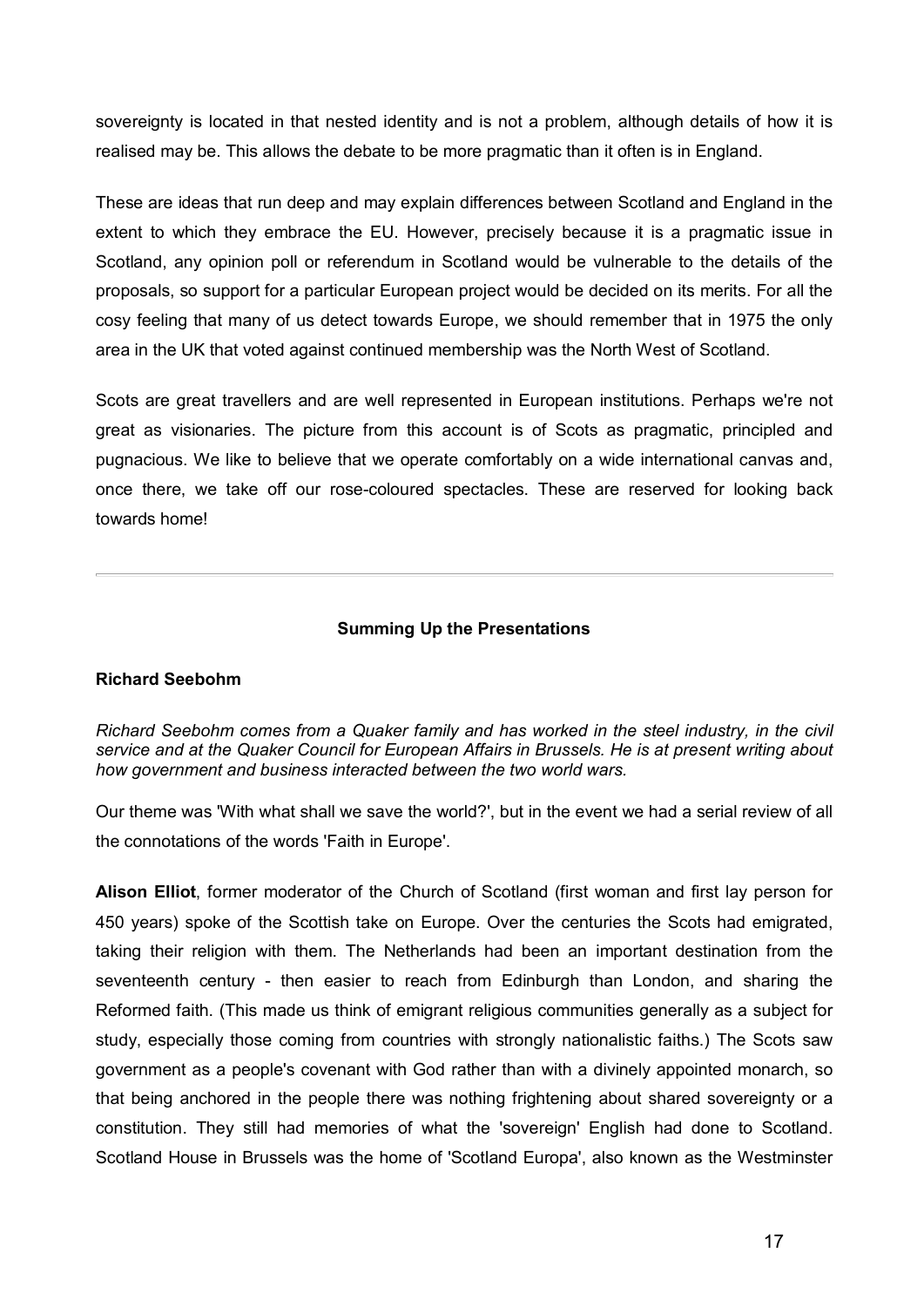sovereignty is located in that nested identity and is not a problem, although details of how it is realised may be. This allows the debate to be more pragmatic than it often is in England.

These are ideas that run deep and may explain differences between Scotland and England in the extent to which they embrace the EU. However, precisely because it is a pragmatic issue in Scotland, any opinion poll or referendum in Scotland would be vulnerable to the details of the proposals, so support for a particular European project would be decided on its merits. For all the cosy feeling that many of us detect towards Europe, we should remember that in 1975 the only area in the UK that voted against continued membership was the North West of Scotland.

Scots are great travellers and are well represented in European institutions. Perhaps we're not great as visionaries. The picture from this account is of Scots as pragmatic, principled and pugnacious. We like to believe that we operate comfortably on a wide international canvas and, once there, we take off our rose-coloured spectacles. These are reserved for looking back towards home!

---

## Summing Up the Presentations

### Richard Seebohm

*Richard Seebohm comes from a Quaker family and has worked in the steel industry, in the civil service and at the Quaker Council for European Affairs in Brussels. He is at present writing about how government and business interacted between the two world wars.*

Our theme was 'With what shall we save the world?', but in the event we had a serial review of all the connotations of the words 'Faith in Europe'.

**Alison Elliot**, former moderator of the Church of Scotland (first woman and first lay person for 450 years) spoke of the Scottish take on Europe. Over the centuries the Scots had emigrated, taking their religion with them. The Netherlands had been an important destination from the seventeenth century - then easier to reach from Edinburgh than London, and sharing the Reformed faith. (This made us think of emigrant religious communities generally as a subject for study, especially those coming from countries with strongly nationalistic faiths.) The Scots saw government as a people's covenant with God rather than with a divinely appointed monarch, so that being anchored in the people there was nothing frightening about shared sovereignty or a constitution. They still had memories of what the 'sovereign' English had done to Scotland. Scotland House in Brussels was the home of 'Scotland Europa', also known as the Westminster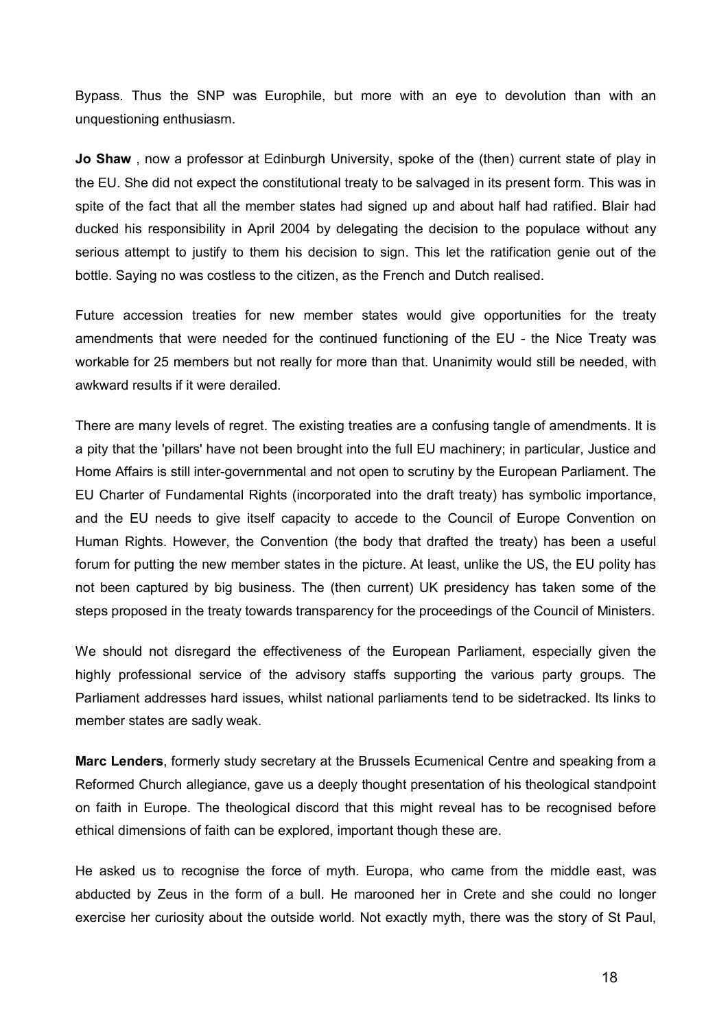Bypass. Thus the SNP was Europhile, but more with an eye to devolution than with an unquestioning enthusiasm.

**Jo Shaw** , now a professor at Edinburgh University, spoke of the (then) current state of play in the EU. She did not expect the constitutional treaty to be salvaged in its present form. This was in spite of the fact that all the member states had signed up and about half had ratified. Blair had ducked his responsibility in April 2004 by delegating the decision to the populace without any serious attempt to justify to them his decision to sign. This let the ratification genie out of the bottle. Saying no was costless to the citizen, as the French and Dutch realised.

Future accession treaties for new member states would give opportunities for the treaty amendments that were needed for the continued functioning of the EU - the Nice Treaty was workable for 25 members but not really for more than that. Unanimity would still be needed, with awkward results if it were derailed.

There are many levels of regret. The existing treaties are a confusing tangle of amendments. It is a pity that the 'pillars' have not been brought into the full EU machinery; in particular, Justice and Home Affairs is still inter-governmental and not open to scrutiny by the European Parliament. The EU Charter of Fundamental Rights (incorporated into the draft treaty) has symbolic importance, and the EU needs to give itself capacity to accede to the Council of Europe Convention on Human Rights. However, the Convention (the body that drafted the treaty) has been a useful forum for putting the new member states in the picture. At least, unlike the US, the EU polity has not been captured by big business. The (then current) UK presidency has taken some of the steps proposed in the treaty towards transparency for the proceedings of the Council of Ministers.

We should not disregard the effectiveness of the European Parliament, especially given the highly professional service of the advisory staffs supporting the various party groups. The Parliament addresses hard issues, whilst national parliaments tend to be sidetracked. Its links to member states are sadly weak.

**Marc Lenders**, formerly study secretary at the Brussels Ecumenical Centre and speaking from a Reformed Church allegiance, gave us a deeply thought presentation of his theological standpoint on faith in Europe. The theological discord that this might reveal has to be recognised before ethical dimensions of faith can be explored, important though these are.

He asked us to recognise the force of myth. Europa, who came from the middle east, was abducted by Zeus in the form of a bull. He marooned her in Crete and she could no longer exercise her curiosity about the outside world. Not exactly myth, there was the story of St Paul,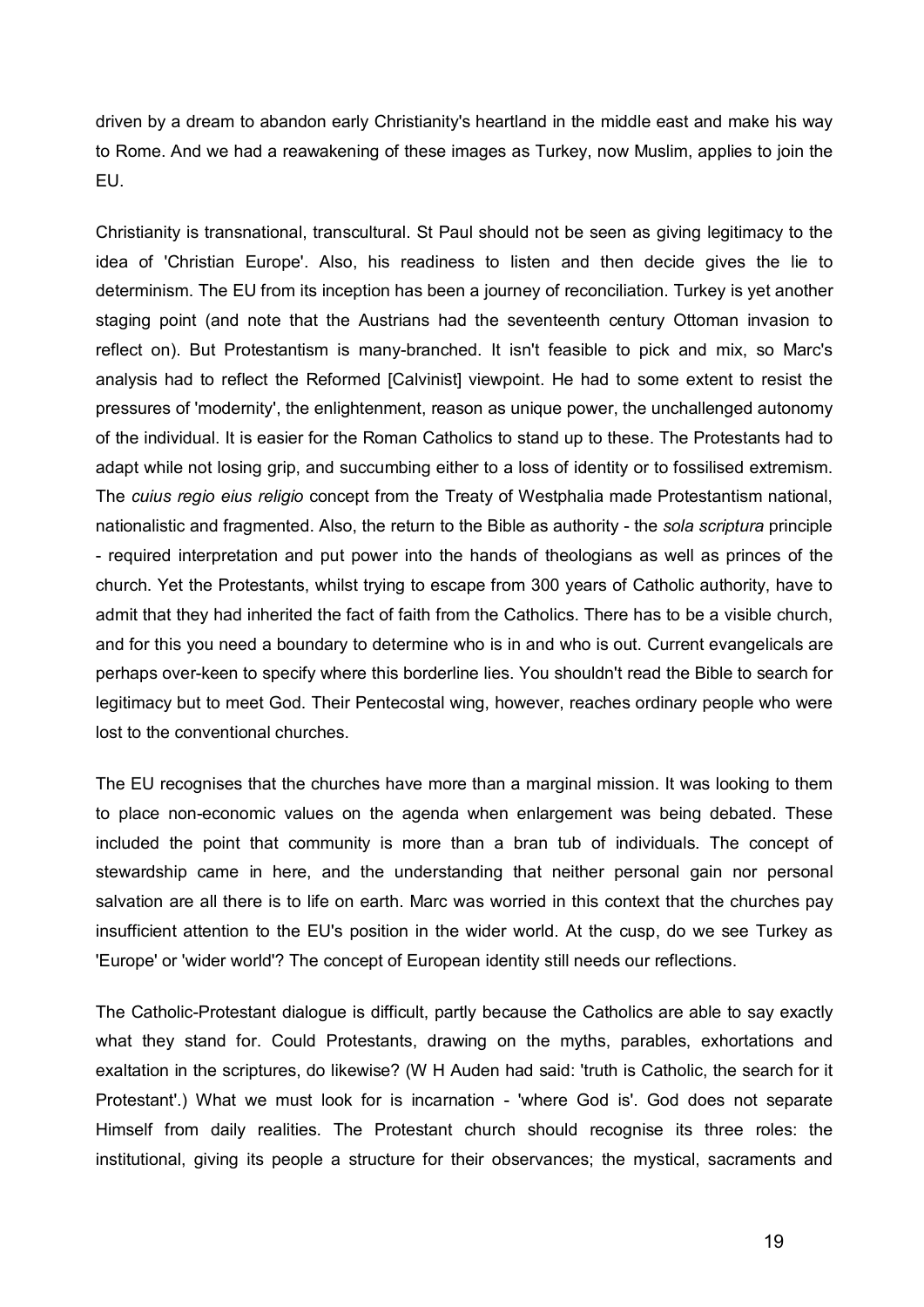driven by a dream to abandon early Christianity's heartland in the middle east and make his way to Rome. And we had a reawakening of these images as Turkey, now Muslim, applies to join the EU.

Christianity is transnational, transcultural. St Paul should not be seen as giving legitimacy to the idea of 'Christian Europe'. Also, his readiness to listen and then decide gives the lie to determinism. The EU from its inception has been a journey of reconciliation. Turkey is yet another staging point (and note that the Austrians had the seventeenth century Ottoman invasion to reflect on). But Protestantism is many-branched. It isn't feasible to pick and mix, so Marc's analysis had to reflect the Reformed [Calvinist] viewpoint. He had to some extent to resist the pressures of 'modernity', the enlightenment, reason as unique power, the unchallenged autonomy of the individual. It is easier for the Roman Catholics to stand up to these. The Protestants had to adapt while not losing grip, and succumbing either to a loss of identity or to fossilised extremism. The *cuius regio eius religio* concept from the Treaty of Westphalia made Protestantism national, nationalistic and fragmented. Also, the return to the Bible as authority - the *sola scriptura* principle - required interpretation and put power into the hands of theologians as well as princes of the church. Yet the Protestants, whilst trying to escape from 300 years of Catholic authority, have to admit that they had inherited the fact of faith from the Catholics. There has to be a visible church, and for this you need a boundary to determine who is in and who is out. Current evangelicals are perhaps over-keen to specify where this borderline lies. You shouldn't read the Bible to search for legitimacy but to meet God. Their Pentecostal wing, however, reaches ordinary people who were lost to the conventional churches.

The EU recognises that the churches have more than a marginal mission. It was looking to them to place non-economic values on the agenda when enlargement was being debated. These included the point that community is more than a bran tub of individuals. The concept of stewardship came in here, and the understanding that neither personal gain nor personal salvation are all there is to life on earth. Marc was worried in this context that the churches pay insufficient attention to the EU's position in the wider world. At the cusp, do we see Turkey as 'Europe' or 'wider world'? The concept of European identity still needs our reflections.

The Catholic-Protestant dialogue is difficult, partly because the Catholics are able to say exactly what they stand for. Could Protestants, drawing on the myths, parables, exhortations and exaltation in the scriptures, do likewise? (W H Auden had said: 'truth is Catholic, the search for it Protestant'.) What we must look for is incarnation - 'where God is'. God does not separate Himself from daily realities. The Protestant church should recognise its three roles: the institutional, giving its people a structure for their observances; the mystical, sacraments and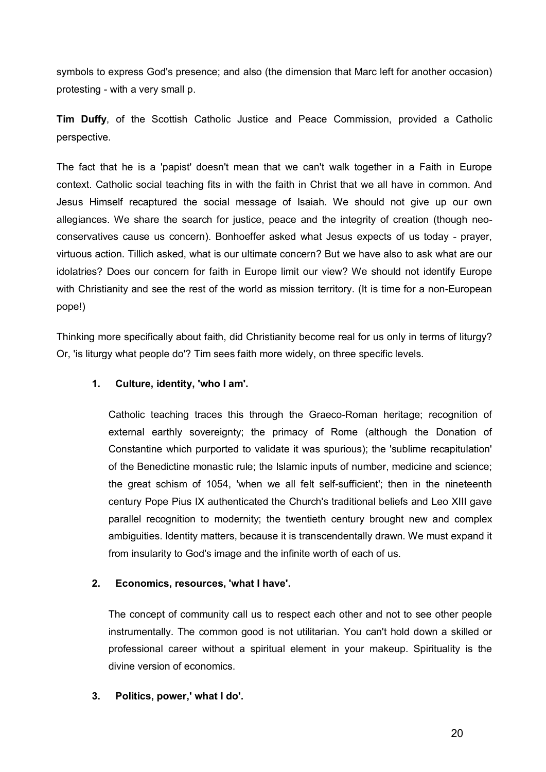symbols to express God's presence; and also (the dimension that Marc left for another occasion) protesting - with a very small p.

**Tim Duffy**, of the Scottish Catholic Justice and Peace Commission, provided a Catholic perspective.

The fact that he is a 'papist' doesn't mean that we can't walk together in a Faith in Europe context. Catholic social teaching fits in with the faith in Christ that we all have in common. And Jesus Himself recaptured the social message of Isaiah. We should not give up our own allegiances. We share the search for justice, peace and the integrity of creation (though neo-conservatives cause us concern). Bonhoeffer asked what Jesus expects of us today - prayer, virtuous action. Tillich asked, what is our ultimate concern? But we have also to ask what are our idolatries? Does our concern for faith in Europe limit our view? We should not identify Europe with Christianity and see the rest of the world as mission territory. (It is time for a non-European pope!)

Thinking more specifically about faith, did Christianity become real for us only in terms of liturgy? Or, 'is liturgy what people do'? Tim sees faith more widely, on three specific levels.

1. **Culture, identity, 'who I am'.**

   Catholic teaching traces this through the Graeco-Roman heritage; recognition of external earthly sovereignty; the primacy of Rome (although the Donation of Constantine which purported to validate it was spurious); the 'sublime recapitulation' of the Benedictine monastic rule; the Islamic inputs of number, medicine and science; the great schism of 1054, 'when we all felt self-sufficient'; then in the nineteenth century Pope Pius IX authenticated the Church's traditional beliefs and Leo XIII gave parallel recognition to modernity; the twentieth century brought new and complex ambiguities. Identity matters, because it is transcendentally drawn. We must expand it from insularity to God's image and the infinite worth of each of us.

2. **Economics, resources, 'what I have'.**

   The concept of community call us to respect each other and not to see other people instrumentally. The common good is not utilitarian. You can't hold down a skilled or professional career without a spiritual element in your makeup. Spirituality is the divine version of economics.

3. **Politics, power,' what I do'.**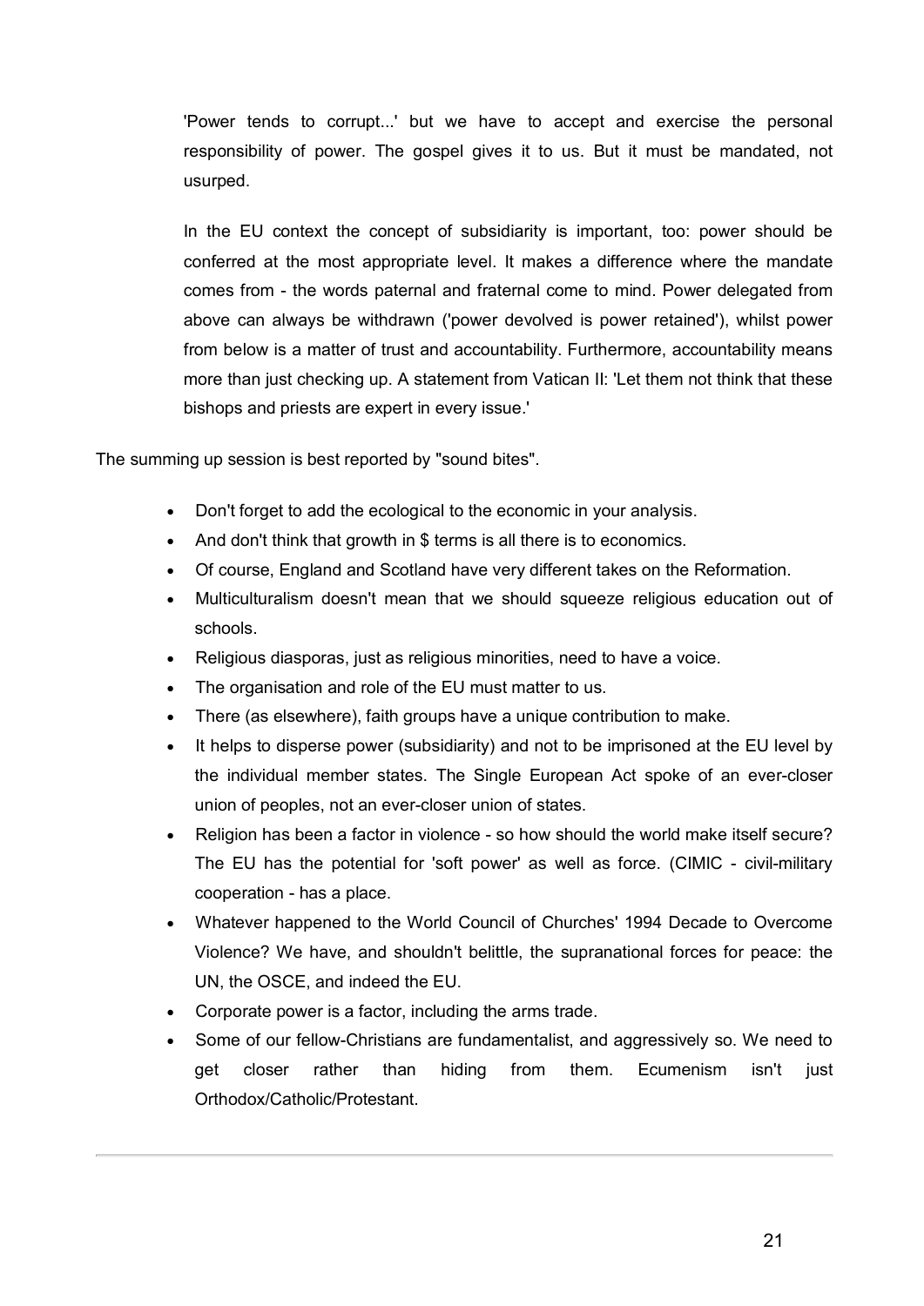'Power tends to corrupt...' but we have to accept and exercise the personal responsibility of power. The gospel gives it to us. But it must be mandated, not usurped.

In the EU context the concept of subsidiarity is important, too: power should be conferred at the most appropriate level. It makes a difference where the mandate comes from - the words paternal and fraternal come to mind. Power delegated from above can always be withdrawn ('power devolved is power retained'), whilst power from below is a matter of trust and accountability. Furthermore, accountability means more than just checking up. A statement from Vatican II: 'Let them not think that these bishops and priests are expert in every issue.'

The summing up session is best reported by "sound bites".

- Don't forget to add the ecological to the economic in your analysis.
- And don't think that growth in $ terms is all there is to economics.
- Of course, England and Scotland have very different takes on the Reformation.
- Multiculturalism doesn't mean that we should squeeze religious education out of schools.
- Religious diasporas, just as religious minorities, need to have a voice.
- The organisation and role of the EU must matter to us.
- There (as elsewhere), faith groups have a unique contribution to make.
- It helps to disperse power (subsidiarity) and not to be imprisoned at the EU level by the individual member states. The Single European Act spoke of an ever-closer union of peoples, not an ever-closer union of states.
- Religion has been a factor in violence - so how should the world make itself secure? The EU has the potential for 'soft power' as well as force. (CIMIC - civil-military cooperation - has a place.
- Whatever happened to the World Council of Churches' 1994 Decade to Overcome Violence? We have, and shouldn't belittle, the supranational forces for peace: the UN, the OSCE, and indeed the EU.
- Corporate power is a factor, including the arms trade.
- Some of our fellow-Christians are fundamentalist, and aggressively so. We need to get closer rather than hiding from them. Ecumenism isn't just Orthodox/Catholic/Protestant.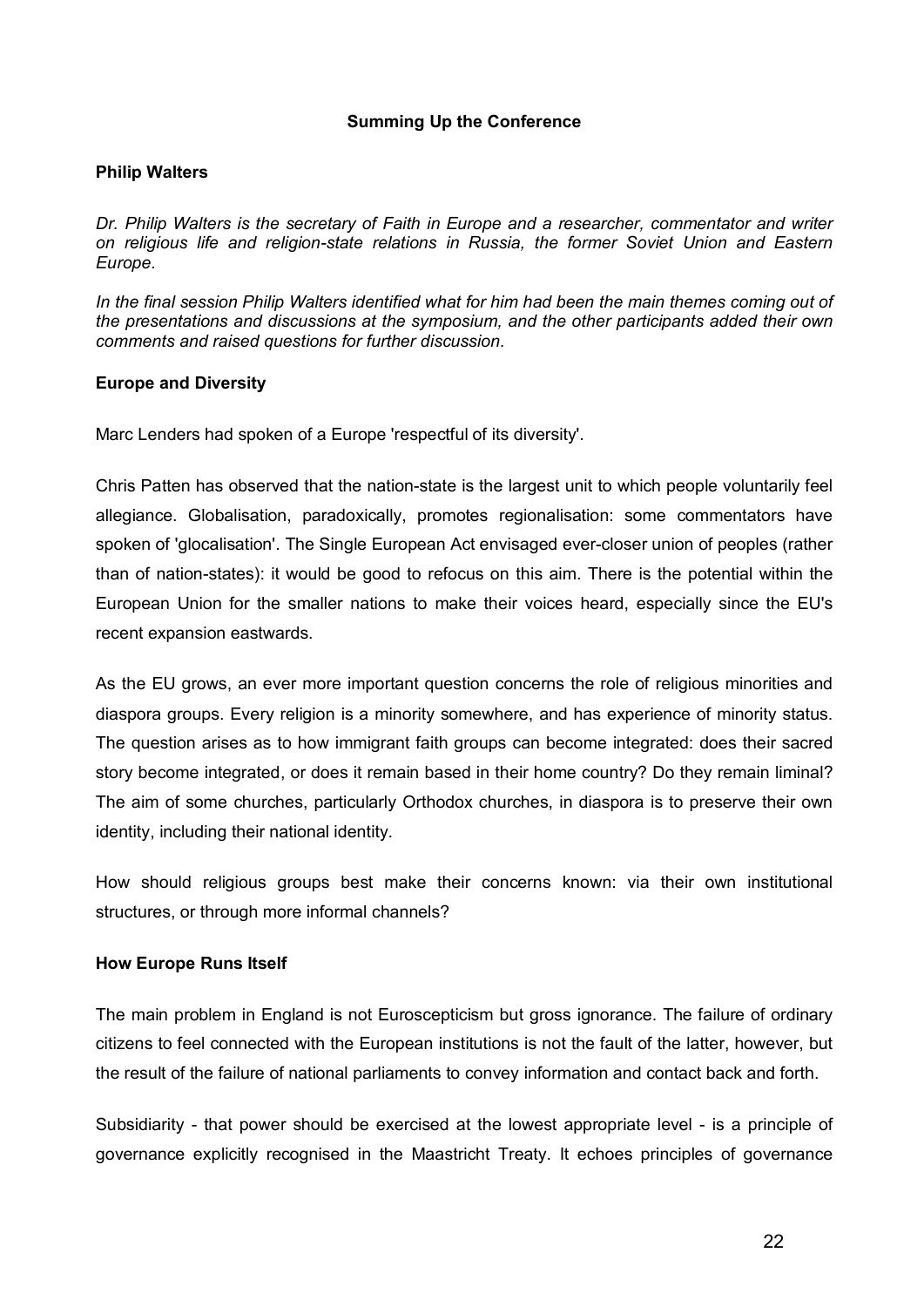## Summing Up the Conference

### Philip Walters

*Dr. Philip Walters is the secretary of Faith in Europe and a researcher, commentator and writer on religious life and religion-state relations in Russia, the former Soviet Union and Eastern Europe.*

*In the final session Philip Walters identified what for him had been the main themes coming out of the presentations and discussions at the symposium, and the other participants added their own comments and raised questions for further discussion.*

### Europe and Diversity

Marc Lenders had spoken of a Europe 'respectful of its diversity'.

Chris Patten has observed that the nation-state is the largest unit to which people voluntarily feel allegiance. Globalisation, paradoxically, promotes regionalisation: some commentators have spoken of 'glocalisation'. The Single European Act envisaged ever-closer union of peoples (rather than of nation-states): it would be good to refocus on this aim. There is the potential within the European Union for the smaller nations to make their voices heard, especially since the EU's recent expansion eastwards.

As the EU grows, an ever more important question concerns the role of religious minorities and diaspora groups. Every religion is a minority somewhere, and has experience of minority status. The question arises as to how immigrant faith groups can become integrated: does their sacred story become integrated, or does it remain based in their home country? Do they remain liminal? The aim of some churches, particularly Orthodox churches, in diaspora is to preserve their own identity, including their national identity.

How should religious groups best make their concerns known: via their own institutional structures, or through more informal channels?

### How Europe Runs Itself

The main problem in England is not Euroscepticism but gross ignorance. The failure of ordinary citizens to feel connected with the European institutions is not the fault of the latter, however, but the result of the failure of national parliaments to convey information and contact back and forth.

Subsidiarity - that power should be exercised at the lowest appropriate level - is a principle of governance explicitly recognised in the Maastricht Treaty. It echoes principles of governance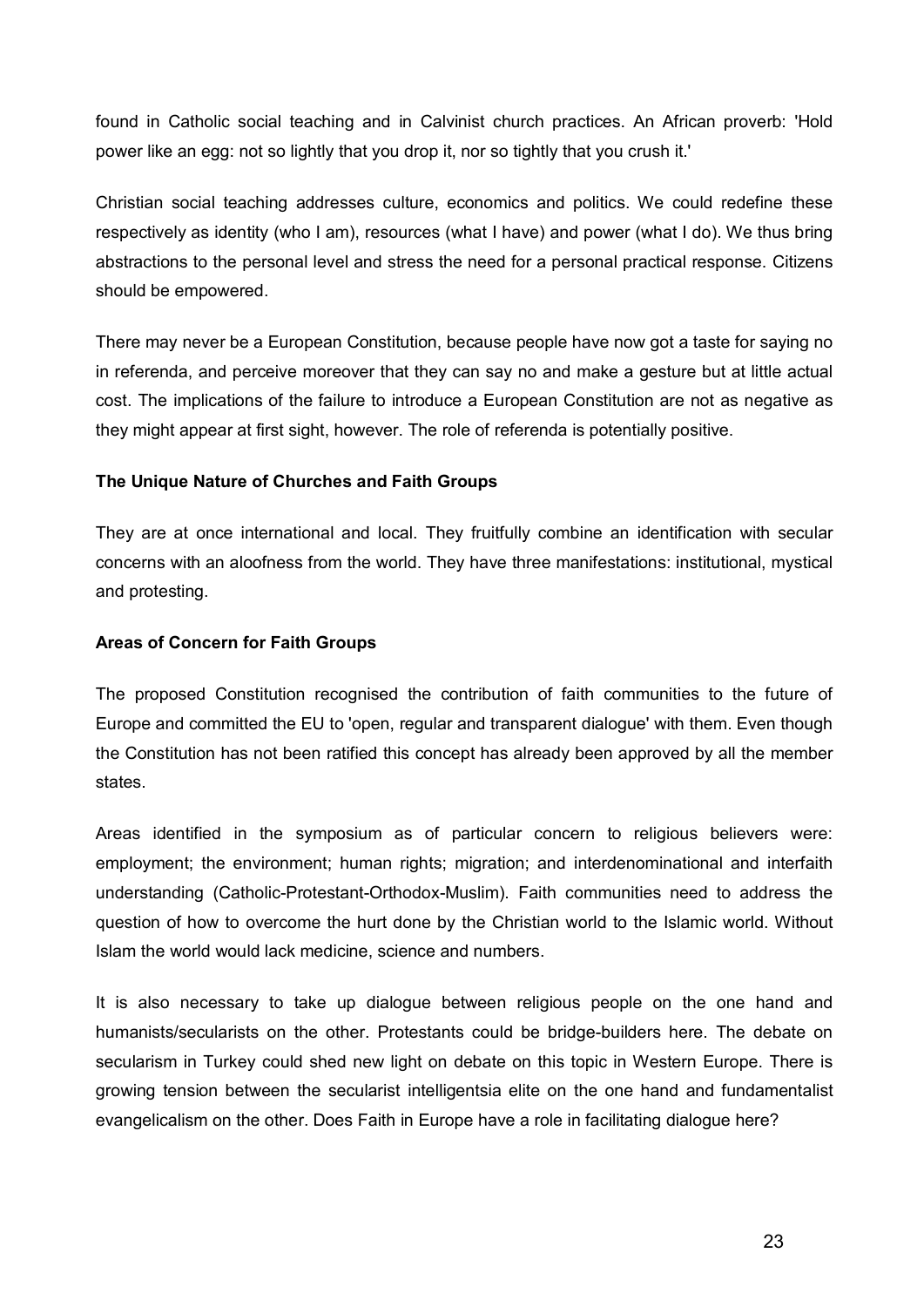found in Catholic social teaching and in Calvinist church practices. An African proverb: 'Hold power like an egg: not so lightly that you drop it, nor so tightly that you crush it.'

Christian social teaching addresses culture, economics and politics. We could redefine these respectively as identity (who I am), resources (what I have) and power (what I do). We thus bring abstractions to the personal level and stress the need for a personal practical response. Citizens should be empowered.

There may never be a European Constitution, because people have now got a taste for saying no in referenda, and perceive moreover that they can say no and make a gesture but at little actual cost. The implications of the failure to introduce a European Constitution are not as negative as they might appear at first sight, however. The role of referenda is potentially positive.

**The Unique Nature of Churches and Faith Groups**

They are at once international and local. They fruitfully combine an identification with secular concerns with an aloofness from the world. They have three manifestations: institutional, mystical and protesting.

**Areas of Concern for Faith Groups**

The proposed Constitution recognised the contribution of faith communities to the future of Europe and committed the EU to 'open, regular and transparent dialogue' with them. Even though the Constitution has not been ratified this concept has already been approved by all the member states.

Areas identified in the symposium as of particular concern to religious believers were: employment; the environment; human rights; migration; and interdenominational and interfaith understanding (Catholic-Protestant-Orthodox-Muslim). Faith communities need to address the question of how to overcome the hurt done by the Christian world to the Islamic world. Without Islam the world would lack medicine, science and numbers.

It is also necessary to take up dialogue between religious people on the one hand and humanists/secularists on the other. Protestants could be bridge-builders here. The debate on secularism in Turkey could shed new light on debate on this topic in Western Europe. There is growing tension between the secularist intelligentsia elite on the one hand and fundamentalist evangelicalism on the other. Does Faith in Europe have a role in facilitating dialogue here?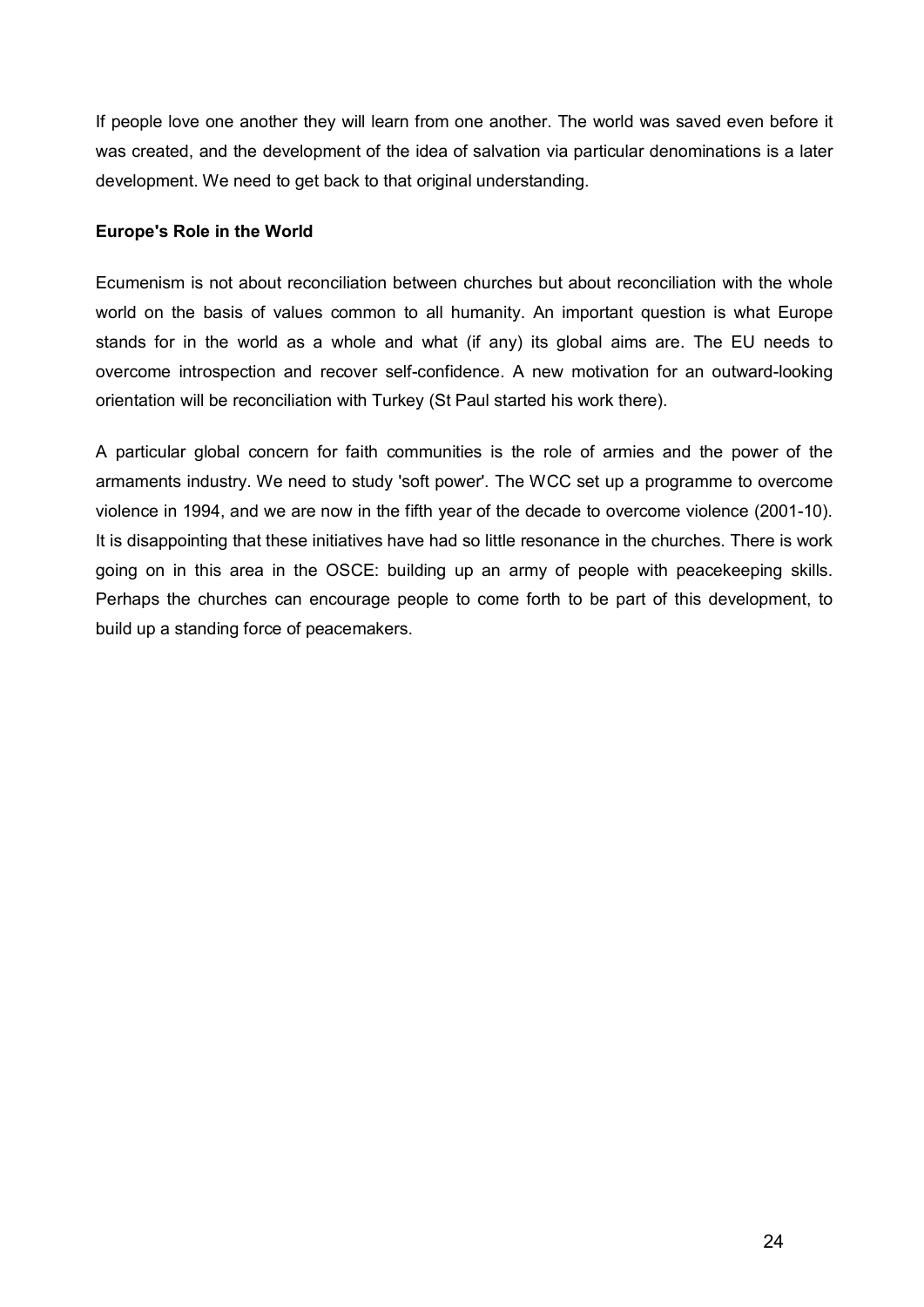If people love one another they will learn from one another. The world was saved even before it was created, and the development of the idea of salvation via particular denominations is a later development. We need to get back to that original understanding.

**Europe's Role in the World**

Ecumenism is not about reconciliation between churches but about reconciliation with the whole world on the basis of values common to all humanity. An important question is what Europe stands for in the world as a whole and what (if any) its global aims are. The EU needs to overcome introspection and recover self-confidence. A new motivation for an outward-looking orientation will be reconciliation with Turkey (St Paul started his work there).

A particular global concern for faith communities is the role of armies and the power of the armaments industry. We need to study 'soft power'. The WCC set up a programme to overcome violence in 1994, and we are now in the fifth year of the decade to overcome violence (2001-10). It is disappointing that these initiatives have had so little resonance in the churches. There is work going on in this area in the OSCE: building up an army of people with peacekeeping skills. Perhaps the churches can encourage people to come forth to be part of this development, to build up a standing force of peacemakers.